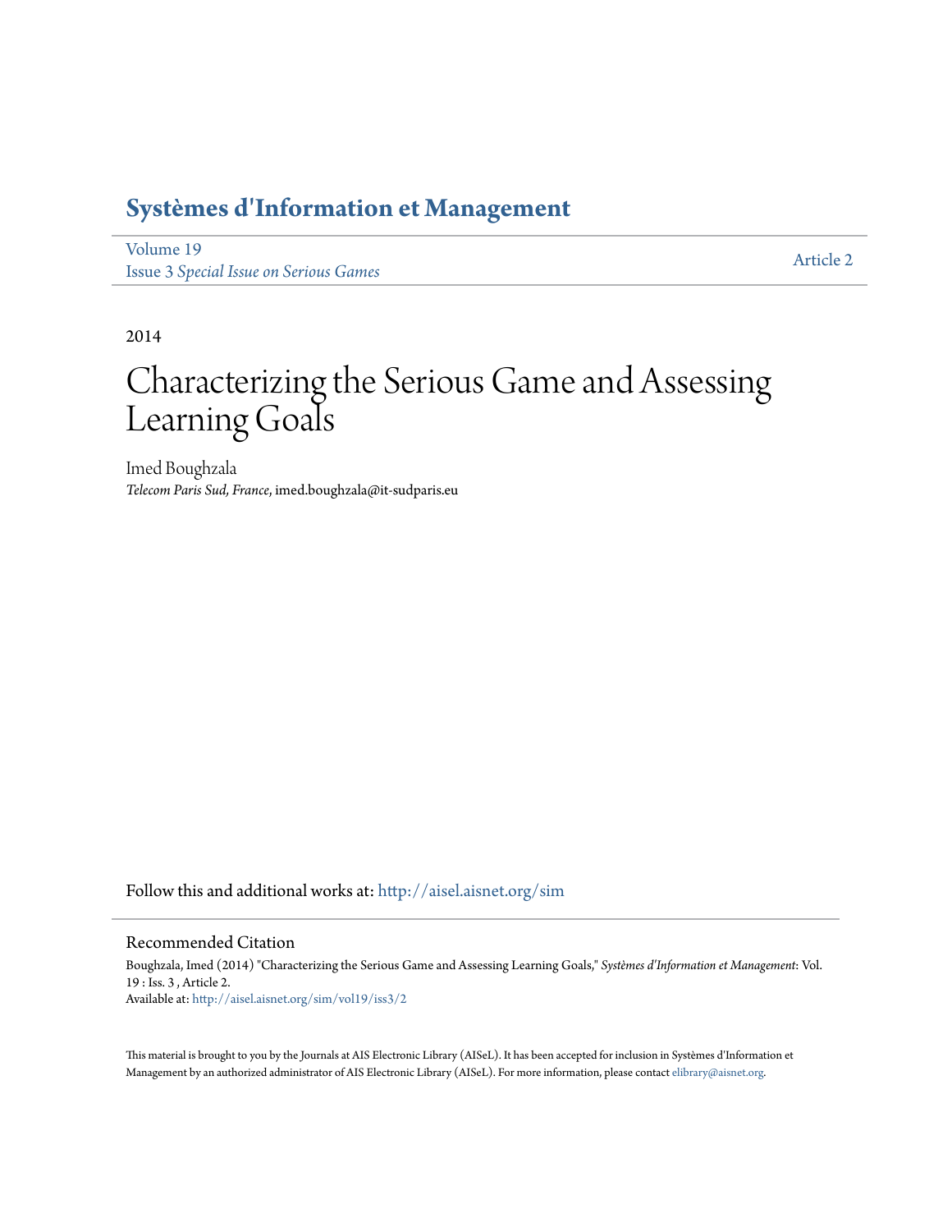# Systèmes d'Information et Management

Volume 19
Issue 3 *Special Issue on Serious Games*

Article 2

2014

# Characterizing the Serious Game and Assessing Learning Goals

Imed Boughzala
*Telecom Paris Sud, France*, imed.boughzala@it-sudparis.eu

Follow this and additional works at: http://aisel.aisnet.org/sim

## Recommended Citation

Boughzala, Imed (2014) "Characterizing the Serious Game and Assessing Learning Goals," *Systèmes d'Information et Management*: Vol. 19 : Iss. 3 , Article 2.
Available at: http://aisel.aisnet.org/sim/vol19/iss3/2

This material is brought to you by the Journals at AIS Electronic Library (AISeL). It has been accepted for inclusion in Systèmes d'Information et Management by an authorized administrator of AIS Electronic Library (AISeL). For more information, please contact elibrary@aisnet.org.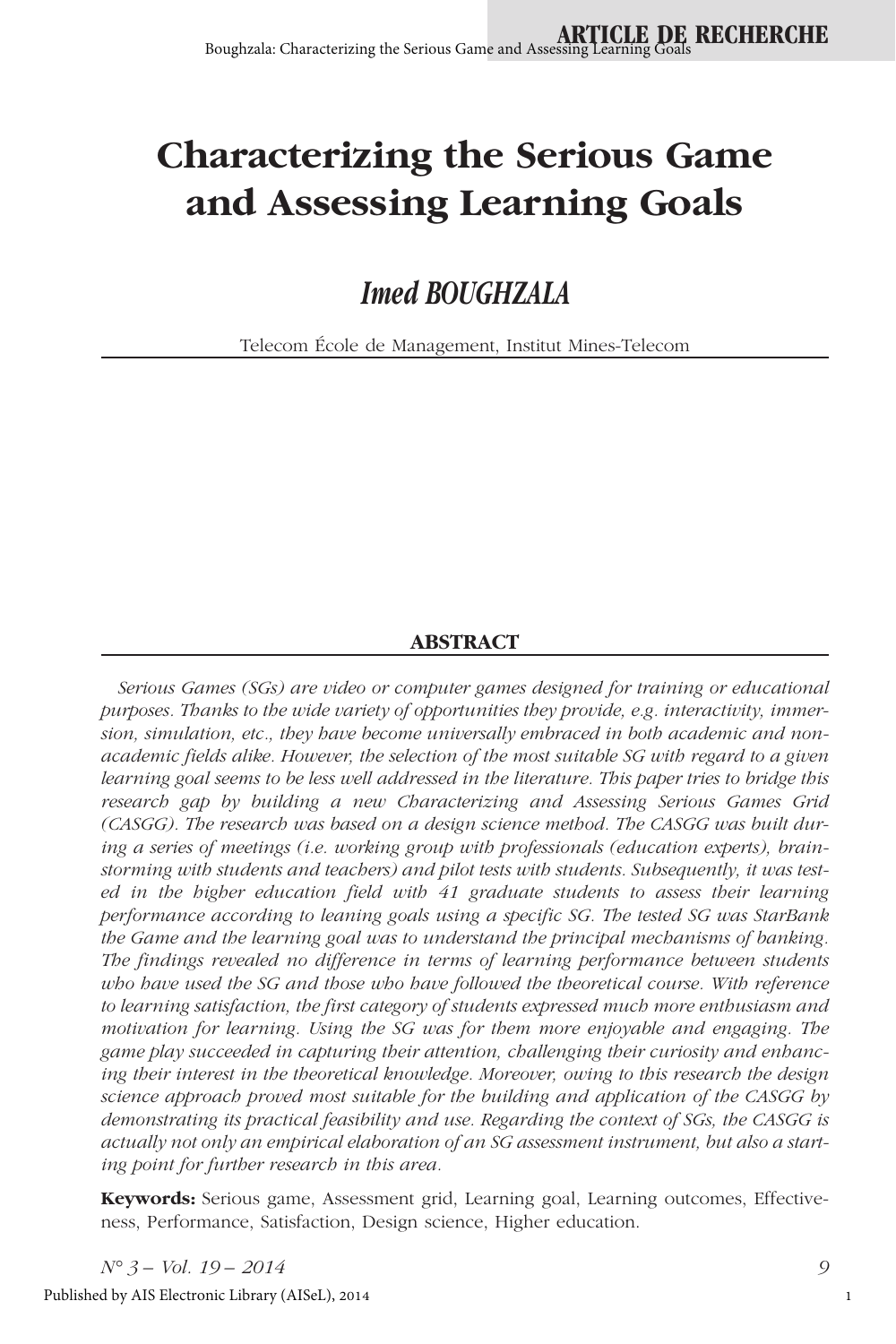# Characterizing the Serious Game and Assessing Learning Goals

## *Imed BOUGHZALA*

Telecom École de Management, Institut Mines-Telecom

## ABSTRACT

*Serious Games (SGs) are video or computer games designed for training or educational purposes. Thanks to the wide variety of opportunities they provide, e.g. interactivity, immersion, simulation, etc., they have become universally embraced in both academic and non-academic fields alike. However, the selection of the most suitable SG with regard to a given learning goal seems to be less well addressed in the literature. This paper tries to bridge this research gap by building a new Characterizing and Assessing Serious Games Grid (CASGG). The research was based on a design science method. The CASGG was built during a series of meetings (i.e. working group with professionals (education experts), brainstorming with students and teachers) and pilot tests with students. Subsequently, it was tested in the higher education field with 41 graduate students to assess their learning performance according to leaning goals using a specific SG. The tested SG was StarBank the Game and the learning goal was to understand the principal mechanisms of banking. The findings revealed no difference in terms of learning performance between students who have used the SG and those who have followed the theoretical course. With reference to learning satisfaction, the first category of students expressed much more enthusiasm and motivation for learning. Using the SG was for them more enjoyable and engaging. The game play succeeded in capturing their attention, challenging their curiosity and enhancing their interest in the theoretical knowledge. Moreover, owing to this research the design science approach proved most suitable for the building and application of the CASGG by demonstrating its practical feasibility and use. Regarding the context of SGs, the CASGG is actually not only an empirical elaboration of an SG assessment instrument, but also a starting point for further research in this area.*

**Keywords:** Serious game, Assessment grid, Learning goal, Learning outcomes, Effectiveness, Performance, Satisfaction, Design science, Higher education.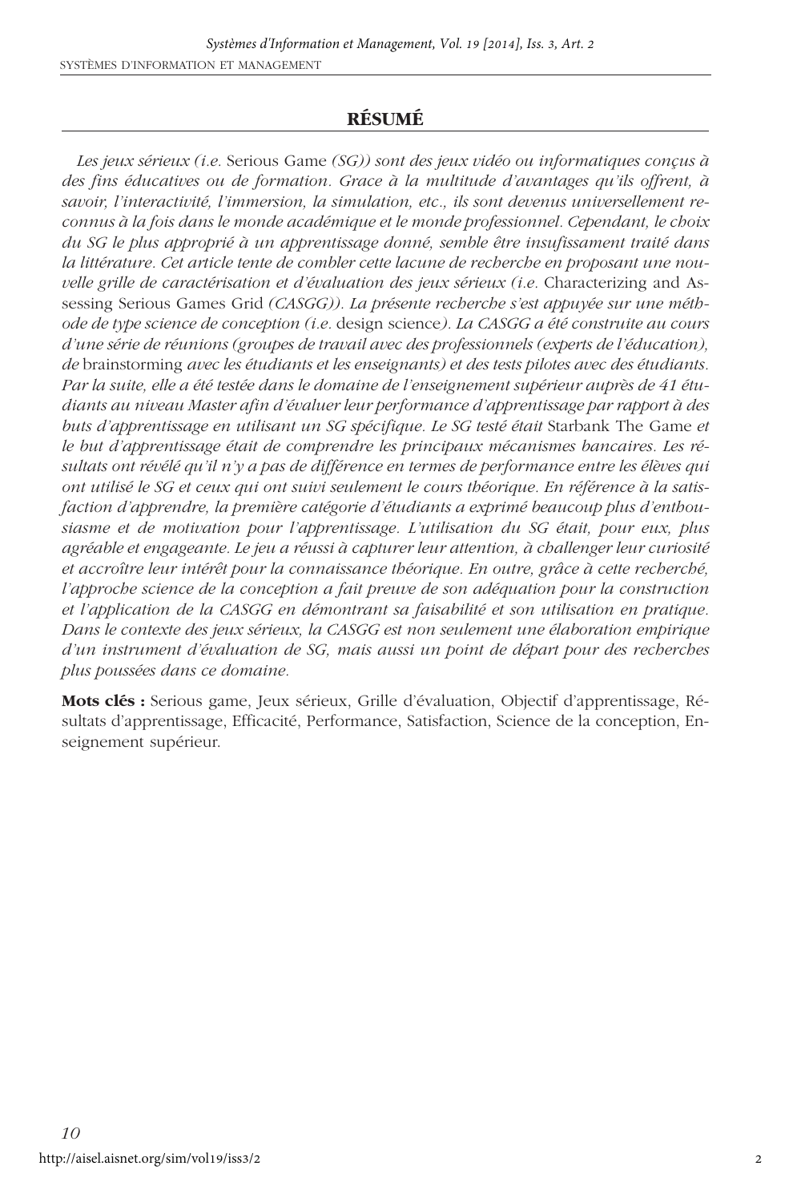## RÉSUMÉ

*Les jeux sérieux (i.e.* Serious Game *(SG)) sont des jeux vidéo ou informatiques conçus à des fins éducatives ou de formation. Grace à la multitude d'avantages qu'ils offrent, à savoir, l'interactivité, l'immersion, la simulation, etc., ils sont devenus universellement reconnus à la fois dans le monde académique et le monde professionnel. Cependant, le choix du SG le plus approprié à un apprentissage donné, semble être insufissament traité dans la littérature. Cet article tente de combler cette lacune de recherche en proposant une nouvelle grille de caractérisation et d'évaluation des jeux sérieux (i.e.* Characterizing and Assessing Serious Games Grid *(CASGG)). La présente recherche s'est appuyée sur une méthode de type science de conception (i.e.* design science*). La CASGG a été construite au cours d'une série de réunions (groupes de travail avec des professionnels (experts de l'éducation), de* brainstorming *avec les étudiants et les enseignants) et des tests pilotes avec des étudiants. Par la suite, elle a été testée dans le domaine de l'enseignement supérieur auprès de 41 étudiants au niveau Master afin d'évaluer leur performance d'apprentissage par rapport à des buts d'apprentissage en utilisant un SG spécifique. Le SG testé était* Starbank The Game *et le but d'apprentissage était de comprendre les principaux mécanismes bancaires. Les résultats ont révélé qu'il n'y a pas de différence en termes de performance entre les élèves qui ont utilisé le SG et ceux qui ont suivi seulement le cours théorique. En référence à la satisfaction d'apprendre, la première catégorie d'étudiants a exprimé beaucoup plus d'enthousiasme et de motivation pour l'apprentissage. L'utilisation du SG était, pour eux, plus agréable et engageante. Le jeu a réussi à capturer leur attention, à challenger leur curiosité et accroître leur intérêt pour la connaissance théorique. En outre, grâce à cette recherché, l'approche science de la conception a fait preuve de son adéquation pour la construction et l'application de la CASGG en démontrant sa faisabilité et son utilisation en pratique. Dans le contexte des jeux sérieux, la CASGG est non seulement une élaboration empirique d'un instrument d'évaluation de SG, mais aussi un point de départ pour des recherches plus poussées dans ce domaine.*

**Mots clés :** Serious game, Jeux sérieux, Grille d'évaluation, Objectif d'apprentissage, Résultats d'apprentissage, Efficacité, Performance, Satisfaction, Science de la conception, Enseignement supérieur.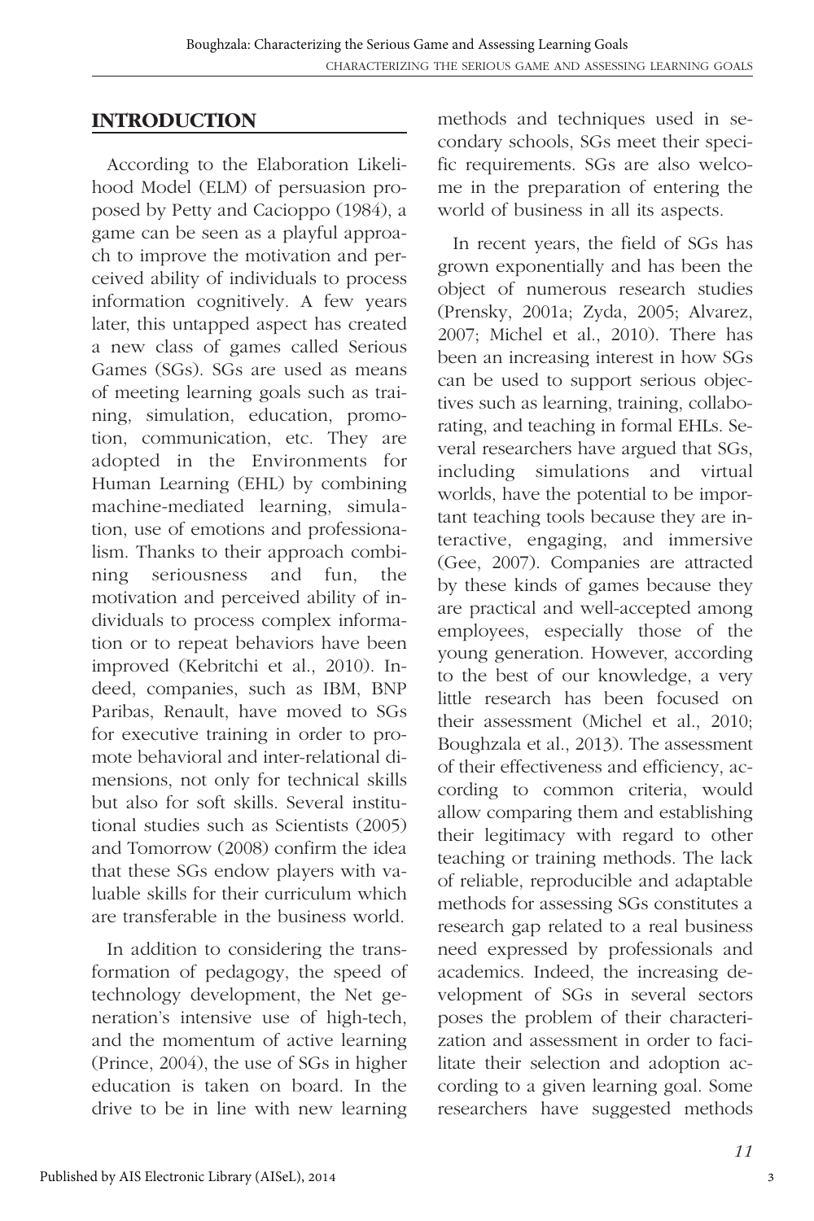## INTRODUCTION

According to the Elaboration Likelihood Model (ELM) of persuasion proposed by Petty and Cacioppo (1984), a game can be seen as a playful approach to improve the motivation and perceived ability of individuals to process information cognitively. A few years later, this untapped aspect has created a new class of games called Serious Games (SGs). SGs are used as means of meeting learning goals such as training, simulation, education, promotion, communication, etc. They are adopted in the Environments for Human Learning (EHL) by combining machine-mediated learning, simulation, use of emotions and professionalism. Thanks to their approach combining seriousness and fun, the motivation and perceived ability of individuals to process complex information or to repeat behaviors have been improved (Kebritchi et al., 2010). Indeed, companies, such as IBM, BNP Paribas, Renault, have moved to SGs for executive training in order to promote behavioral and inter-relational dimensions, not only for technical skills but also for soft skills. Several institutional studies such as Scientists (2005) and Tomorrow (2008) confirm the idea that these SGs endow players with valuable skills for their curriculum which are transferable in the business world.

In addition to considering the transformation of pedagogy, the speed of technology development, the Net generation's intensive use of high-tech, and the momentum of active learning (Prince, 2004), the use of SGs in higher education is taken on board. In the drive to be in line with new learning methods and techniques used in secondary schools, SGs meet their specific requirements. SGs are also welcome in the preparation of entering the world of business in all its aspects.

In recent years, the field of SGs has grown exponentially and has been the object of numerous research studies (Prensky, 2001a; Zyda, 2005; Alvarez, 2007; Michel et al., 2010). There has been an increasing interest in how SGs can be used to support serious objectives such as learning, training, collaborating, and teaching in formal EHLs. Several researchers have argued that SGs, including simulations and virtual worlds, have the potential to be important teaching tools because they are interactive, engaging, and immersive (Gee, 2007). Companies are attracted by these kinds of games because they are practical and well-accepted among employees, especially those of the young generation. However, according to the best of our knowledge, a very little research has been focused on their assessment (Michel et al., 2010; Boughzala et al., 2013). The assessment of their effectiveness and efficiency, according to common criteria, would allow comparing them and establishing their legitimacy with regard to other teaching or training methods. The lack of reliable, reproducible and adaptable methods for assessing SGs constitutes a research gap related to a real business need expressed by professionals and academics. Indeed, the increasing development of SGs in several sectors poses the problem of their characterization and assessment in order to facilitate their selection and adoption according to a given learning goal. Some researchers have suggested methods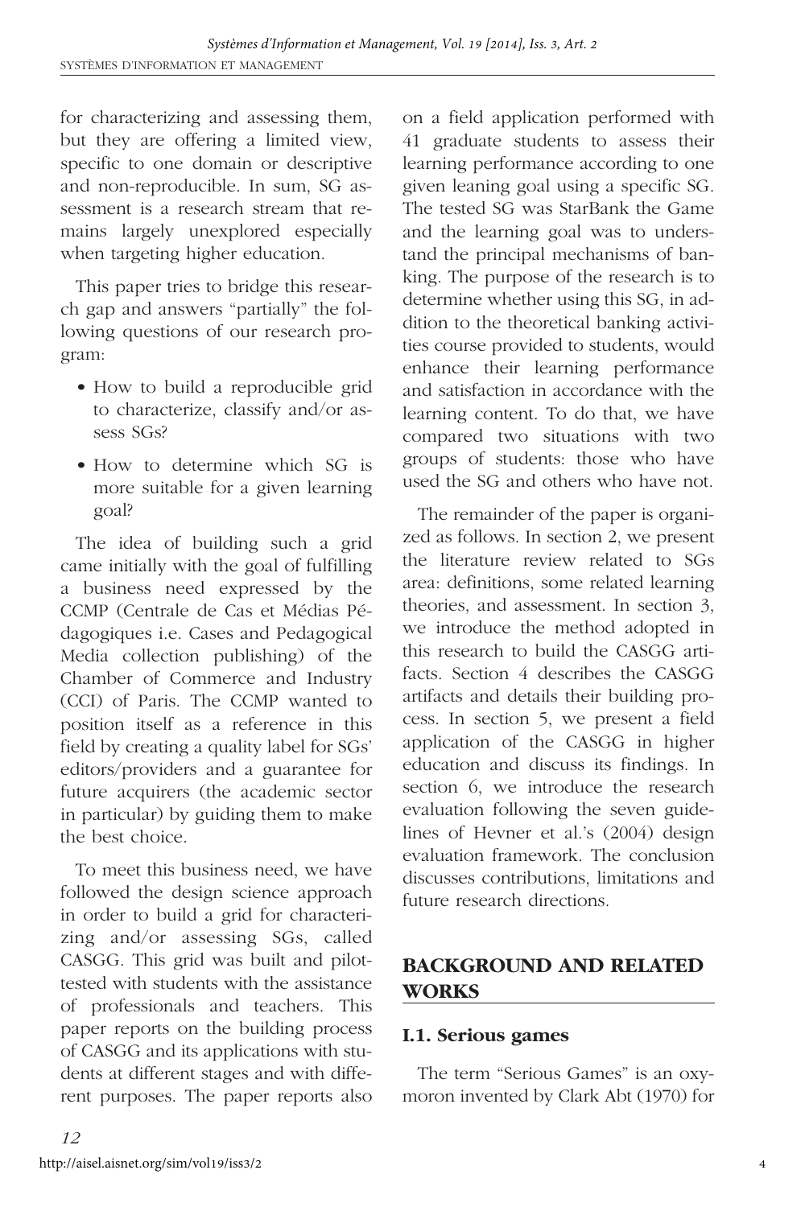for characterizing and assessing them, but they are offering a limited view, specific to one domain or descriptive and non-reproducible. In sum, SG assessment is a research stream that remains largely unexplored especially when targeting higher education.

This paper tries to bridge this research gap and answers "partially" the following questions of our research program:

- How to build a reproducible grid to characterize, classify and/or assess SGs?
- How to determine which SG is more suitable for a given learning goal?

The idea of building such a grid came initially with the goal of fulfilling a business need expressed by the CCMP (Centrale de Cas et Médias Pédagogiques i.e. Cases and Pedagogical Media collection publishing) of the Chamber of Commerce and Industry (CCI) of Paris. The CCMP wanted to position itself as a reference in this field by creating a quality label for SGs' editors/providers and a guarantee for future acquirers (the academic sector in particular) by guiding them to make the best choice.

To meet this business need, we have followed the design science approach in order to build a grid for characterizing and/or assessing SGs, called CASGG. This grid was built and pilot-tested with students with the assistance of professionals and teachers. This paper reports on the building process of CASGG and its applications with students at different stages and with different purposes. The paper reports also on a field application performed with 41 graduate students to assess their learning performance according to one given leaning goal using a specific SG. The tested SG was StarBank the Game and the learning goal was to understand the principal mechanisms of banking. The purpose of the research is to determine whether using this SG, in addition to the theoretical banking activities course provided to students, would enhance their learning performance and satisfaction in accordance with the learning content. To do that, we have compared two situations with two groups of students: those who have used the SG and others who have not.

The remainder of the paper is organized as follows. In section 2, we present the literature review related to SGs area: definitions, some related learning theories, and assessment. In section 3, we introduce the method adopted in this research to build the CASGG artifacts. Section 4 describes the CASGG artifacts and details their building process. In section 5, we present a field application of the CASGG in higher education and discuss its findings. In section 6, we introduce the research evaluation following the seven guidelines of Hevner et al.'s (2004) design evaluation framework. The conclusion discusses contributions, limitations and future research directions.

## BACKGROUND AND RELATED WORKS

### I.1. Serious games

The term "Serious Games" is an oxymoron invented by Clark Abt (1970) for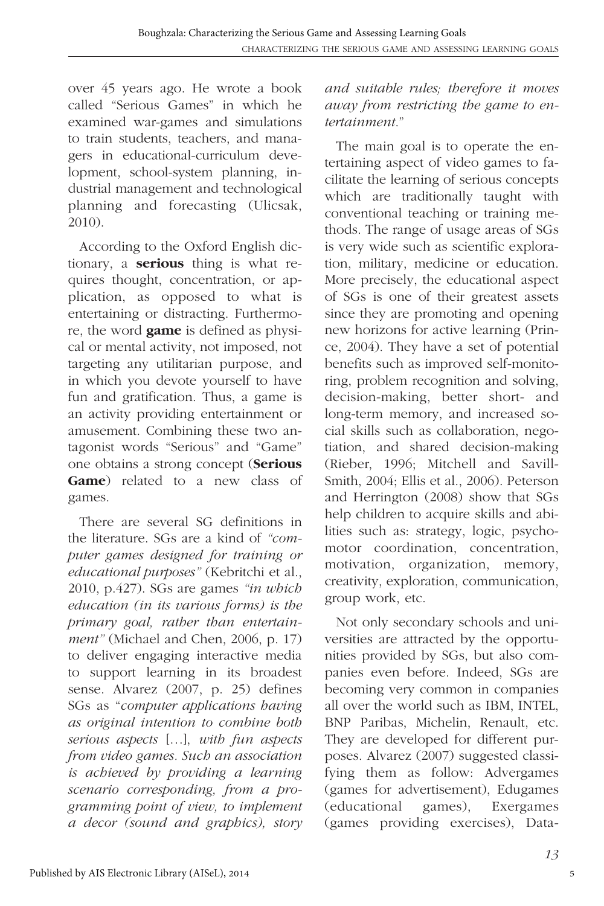over 45 years ago. He wrote a book called "Serious Games" in which he examined war-games and simulations to train students, teachers, and managers in educational-curriculum development, school-system planning, industrial management and technological planning and forecasting (Ulicsak, 2010).

According to the Oxford English dictionary, a **serious** thing is what requires thought, concentration, or application, as opposed to what is entertaining or distracting. Furthermore, the word **game** is defined as physical or mental activity, not imposed, not targeting any utilitarian purpose, and in which you devote yourself to have fun and gratification. Thus, a game is an activity providing entertainment or amusement. Combining these two antagonist words "Serious" and "Game" one obtains a strong concept (**Serious Game**) related to a new class of games.

There are several SG definitions in the literature. SGs are a kind of *"computer games designed for training or educational purposes"* (Kebritchi et al., 2010, p.427). SGs are games *"in which education (in its various forms) is the primary goal, rather than entertainment"* (Michael and Chen, 2006, p. 17) to deliver engaging interactive media to support learning in its broadest sense. Alvarez (2007, p. 25) defines SGs as "*computer applications having as original intention to combine both serious aspects* […], *with fun aspects from video games. Such an association is achieved by providing a learning scenario corresponding, from a programming point of view, to implement a decor (sound and graphics), story and suitable rules; therefore it moves away from restricting the game to entertainment.*"

The main goal is to operate the entertaining aspect of video games to facilitate the learning of serious concepts which are traditionally taught with conventional teaching or training methods. The range of usage areas of SGs is very wide such as scientific exploration, military, medicine or education. More precisely, the educational aspect of SGs is one of their greatest assets since they are promoting and opening new horizons for active learning (Prince, 2004). They have a set of potential benefits such as improved self-monitoring, problem recognition and solving, decision-making, better short- and long-term memory, and increased social skills such as collaboration, negotiation, and shared decision-making (Rieber, 1996; Mitchell and Savill-Smith, 2004; Ellis et al., 2006). Peterson and Herrington (2008) show that SGs help children to acquire skills and abilities such as: strategy, logic, psychomotor coordination, concentration, motivation, organization, memory, creativity, exploration, communication, group work, etc.

Not only secondary schools and universities are attracted by the opportunities provided by SGs, but also companies even before. Indeed, SGs are becoming very common in companies all over the world such as IBM, INTEL, BNP Paribas, Michelin, Renault, etc. They are developed for different purposes. Alvarez (2007) suggested classifying them as follow: Advergames (games for advertisement), Edugames (educational games), Exergames (games providing exercises), Data-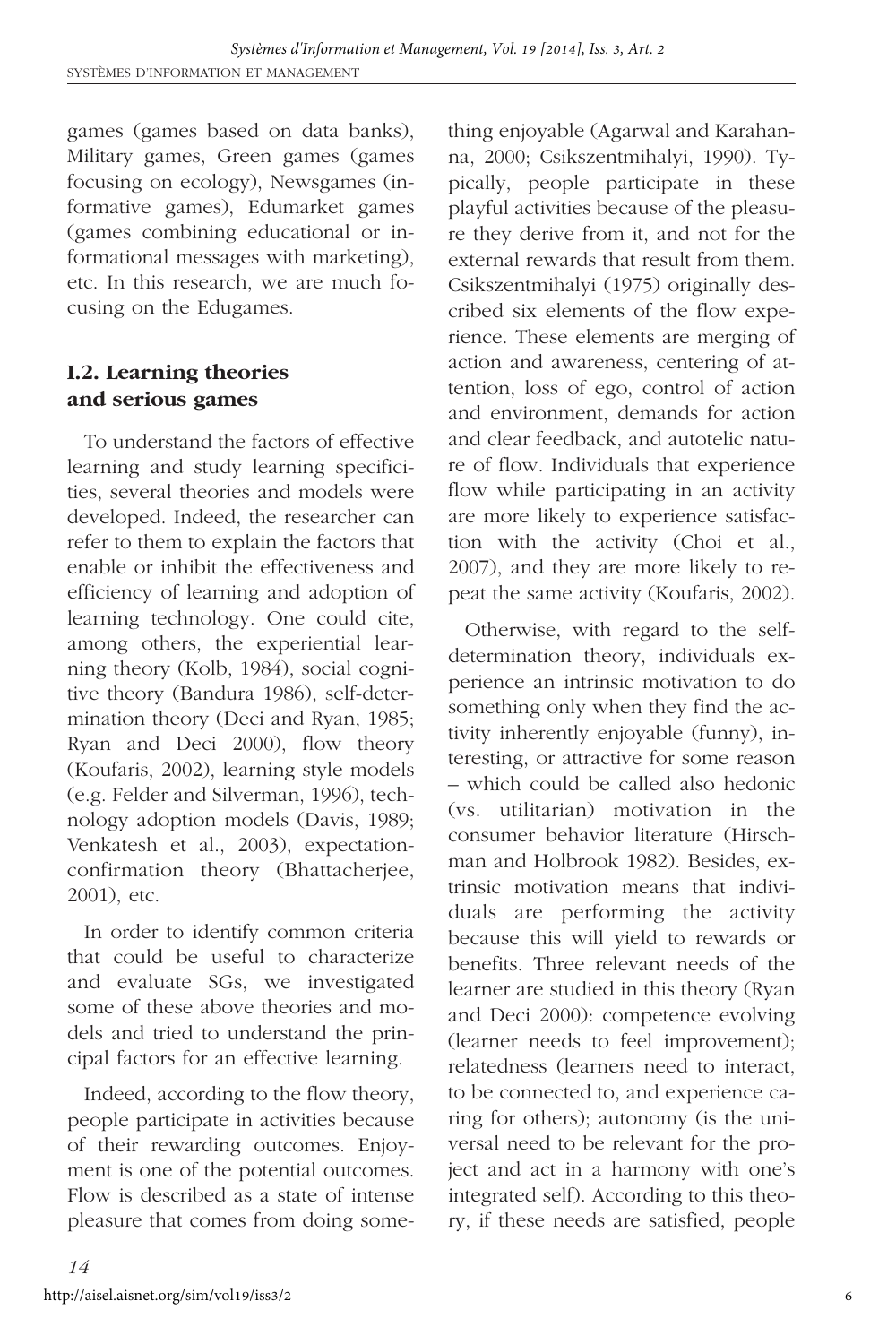games (games based on data banks), Military games, Green games (games focusing on ecology), Newsgames (informative games), Edumarket games (games combining educational or informational messages with marketing), etc. In this research, we are much focusing on the Edugames.

## I.2. Learning theories and serious games

To understand the factors of effective learning and study learning specificities, several theories and models were developed. Indeed, the researcher can refer to them to explain the factors that enable or inhibit the effectiveness and efficiency of learning and adoption of learning technology. One could cite, among others, the experiential learning theory (Kolb, 1984), social cognitive theory (Bandura 1986), self-determination theory (Deci and Ryan, 1985; Ryan and Deci 2000), flow theory (Koufaris, 2002), learning style models (e.g. Felder and Silverman, 1996), technology adoption models (Davis, 1989; Venkatesh et al., 2003), expectation-confirmation theory (Bhattacherjee, 2001), etc.

In order to identify common criteria that could be useful to characterize and evaluate SGs, we investigated some of these above theories and models and tried to understand the principal factors for an effective learning.

Indeed, according to the flow theory, people participate in activities because of their rewarding outcomes. Enjoyment is one of the potential outcomes. Flow is described as a state of intense pleasure that comes from doing something enjoyable (Agarwal and Karahanna, 2000; Csikszentmihalyi, 1990). Typically, people participate in these playful activities because of the pleasure they derive from it, and not for the external rewards that result from them. Csikszentmihalyi (1975) originally described six elements of the flow experience. These elements are merging of action and awareness, centering of attention, loss of ego, control of action and environment, demands for action and clear feedback, and autotelic nature of flow. Individuals that experience flow while participating in an activity are more likely to experience satisfaction with the activity (Choi et al., 2007), and they are more likely to repeat the same activity (Koufaris, 2002).

Otherwise, with regard to the self-determination theory, individuals experience an intrinsic motivation to do something only when they find the activity inherently enjoyable (funny), interesting, or attractive for some reason – which could be called also hedonic (vs. utilitarian) motivation in the consumer behavior literature (Hirschman and Holbrook 1982). Besides, extrinsic motivation means that individuals are performing the activity because this will yield to rewards or benefits. Three relevant needs of the learner are studied in this theory (Ryan and Deci 2000): competence evolving (learner needs to feel improvement); relatedness (learners need to interact, to be connected to, and experience caring for others); autonomy (is the universal need to be relevant for the project and act in a harmony with one's integrated self). According to this theory, if these needs are satisfied, people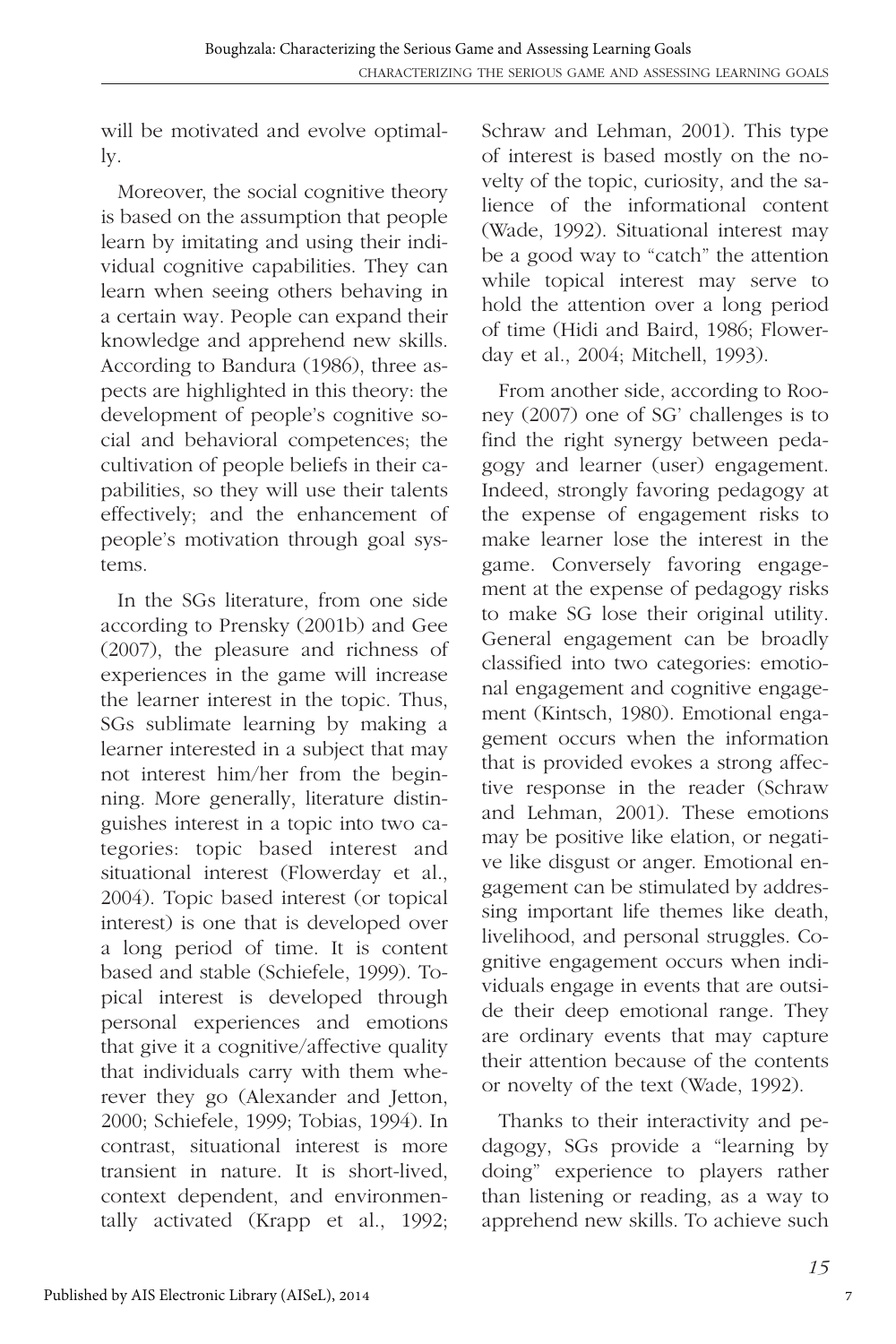will be motivated and evolve optimally.

Moreover, the social cognitive theory is based on the assumption that people learn by imitating and using their individual cognitive capabilities. They can learn when seeing others behaving in a certain way. People can expand their knowledge and apprehend new skills. According to Bandura (1986), three aspects are highlighted in this theory: the development of people's cognitive social and behavioral competences; the cultivation of people beliefs in their capabilities, so they will use their talents effectively; and the enhancement of people's motivation through goal systems.

In the SGs literature, from one side according to Prensky (2001b) and Gee (2007), the pleasure and richness of experiences in the game will increase the learner interest in the topic. Thus, SGs sublimate learning by making a learner interested in a subject that may not interest him/her from the beginning. More generally, literature distinguishes interest in a topic into two categories: topic based interest and situational interest (Flowerday et al., 2004). Topic based interest (or topical interest) is one that is developed over a long period of time. It is content based and stable (Schiefele, 1999). Topical interest is developed through personal experiences and emotions that give it a cognitive/affective quality that individuals carry with them wherever they go (Alexander and Jetton, 2000; Schiefele, 1999; Tobias, 1994). In contrast, situational interest is more transient in nature. It is short-lived, context dependent, and environmentally activated (Krapp et al., 1992; Schraw and Lehman, 2001). This type of interest is based mostly on the novelty of the topic, curiosity, and the salience of the informational content (Wade, 1992). Situational interest may be a good way to "catch" the attention while topical interest may serve to hold the attention over a long period of time (Hidi and Baird, 1986; Flowerday et al., 2004; Mitchell, 1993).

From another side, according to Rooney (2007) one of SG' challenges is to find the right synergy between pedagogy and learner (user) engagement. Indeed, strongly favoring pedagogy at the expense of engagement risks to make learner lose the interest in the game. Conversely favoring engagement at the expense of pedagogy risks to make SG lose their original utility. General engagement can be broadly classified into two categories: emotional engagement and cognitive engagement (Kintsch, 1980). Emotional engagement occurs when the information that is provided evokes a strong affective response in the reader (Schraw and Lehman, 2001). These emotions may be positive like elation, or negative like disgust or anger. Emotional engagement can be stimulated by addressing important life themes like death, livelihood, and personal struggles. Cognitive engagement occurs when individuals engage in events that are outside their deep emotional range. They are ordinary events that may capture their attention because of the contents or novelty of the text (Wade, 1992).

Thanks to their interactivity and pedagogy, SGs provide a "learning by doing" experience to players rather than listening or reading, as a way to apprehend new skills. To achieve such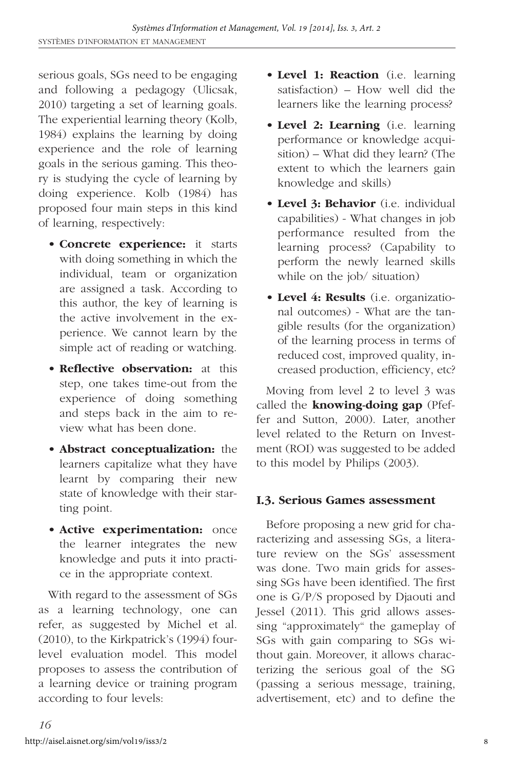serious goals, SGs need to be engaging and following a pedagogy (Ulicsak, 2010) targeting a set of learning goals. The experiential learning theory (Kolb, 1984) explains the learning by doing experience and the role of learning goals in the serious gaming. This theory is studying the cycle of learning by doing experience. Kolb (1984) has proposed four main steps in this kind of learning, respectively:

- **Concrete experience:** it starts with doing something in which the individual, team or organization are assigned a task. According to this author, the key of learning is the active involvement in the experience. We cannot learn by the simple act of reading or watching.
- **Reflective observation:** at this step, one takes time-out from the experience of doing something and steps back in the aim to review what has been done.
- **Abstract conceptualization:** the learners capitalize what they have learnt by comparing their new state of knowledge with their starting point.
- **Active experimentation:** once the learner integrates the new knowledge and puts it into practice in the appropriate context.

With regard to the assessment of SGs as a learning technology, one can refer, as suggested by Michel et al. (2010), to the Kirkpatrick's (1994) four-level evaluation model. This model proposes to assess the contribution of a learning device or training program according to four levels:

- **Level 1: Reaction** (i.e. learning satisfaction) – How well did the learners like the learning process?
- **Level 2: Learning** (i.e. learning performance or knowledge acquisition) – What did they learn? (The extent to which the learners gain knowledge and skills)
- **Level 3: Behavior** (i.e. individual capabilities) - What changes in job performance resulted from the learning process? (Capability to perform the newly learned skills while on the job/ situation)
- **Level 4: Results** (i.e. organizational outcomes) - What are the tangible results (for the organization) of the learning process in terms of reduced cost, improved quality, increased production, efficiency, etc?

Moving from level 2 to level 3 was called the **knowing-doing gap** (Pfeffer and Sutton, 2000). Later, another level related to the Return on Investment (ROI) was suggested to be added to this model by Philips (2003).

### I.3. Serious Games assessment

Before proposing a new grid for characterizing and assessing SGs, a literature review on the SGs' assessment was done. Two main grids for assessing SGs have been identified. The first one is G/P/S proposed by Djaouti and Jessel (2011). This grid allows assessing "approximately" the gameplay of SGs with gain comparing to SGs without gain. Moreover, it allows characterizing the serious goal of the SG (passing a serious message, training, advertisement, etc) and to define the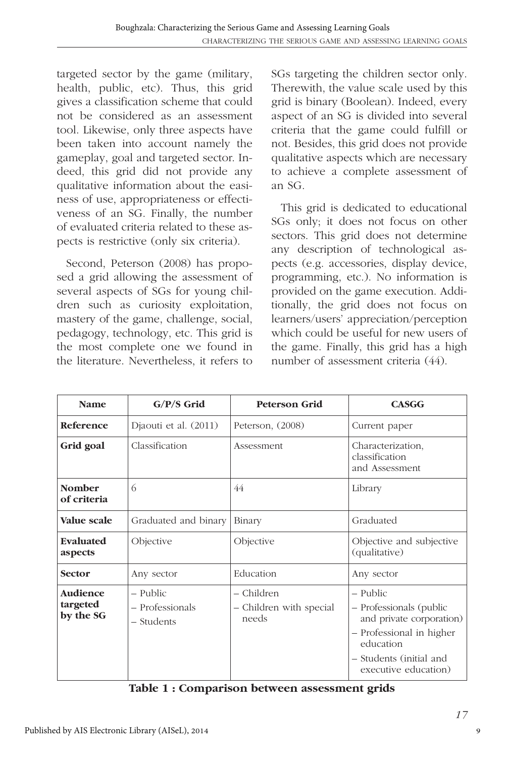targeted sector by the game (military, health, public, etc). Thus, this grid gives a classification scheme that could not be considered as an assessment tool. Likewise, only three aspects have been taken into account namely the gameplay, goal and targeted sector. Indeed, this grid did not provide any qualitative information about the easiness of use, appropriateness or effectiveness of an SG. Finally, the number of evaluated criteria related to these aspects is restrictive (only six criteria).

Second, Peterson (2008) has proposed a grid allowing the assessment of several aspects of SGs for young children such as curiosity exploitation, mastery of the game, challenge, social, pedagogy, technology, etc. This grid is the most complete one we found in the literature. Nevertheless, it refers to SGs targeting the children sector only. Therewith, the value scale used by this grid is binary (Boolean). Indeed, every aspect of an SG is divided into several criteria that the game could fulfill or not. Besides, this grid does not provide qualitative aspects which are necessary to achieve a complete assessment of an SG.

This grid is dedicated to educational SGs only; it does not focus on other sectors. This grid does not determine any description of technological aspects (e.g. accessories, display device, programming, etc.). No information is provided on the game execution. Additionally, the grid does not focus on learners/users' appreciation/perception which could be useful for new users of the game. Finally, this grid has a high number of assessment criteria (44).

| Name | G/P/S Grid | Peterson Grid | CASGG |
|---|---|---|---|
| **Reference** | Djaouti et al. (2011) | Peterson, (2008) | Current paper |
| **Grid goal** | Classification | Assessment | Characterization, classification and Assessment |
| **Nomber of criteria** | 6 | 44 | Library |
| **Value scale** | Graduated and binary | Binary | Graduated |
| **Evaluated aspects** | Objective | Objective | Objective and subjective (qualitative) |
| **Sector** | Any sector | Education | Any sector |
| **Audience targeted by the SG** | – Public<br>– Professionals<br>– Students | – Children<br>– Children with special needs | – Public<br>– Professionals (public and private corporation)<br>– Professional in higher education<br>– Students (initial and executive education) |

**Table 1 : Comparison between assessment grids**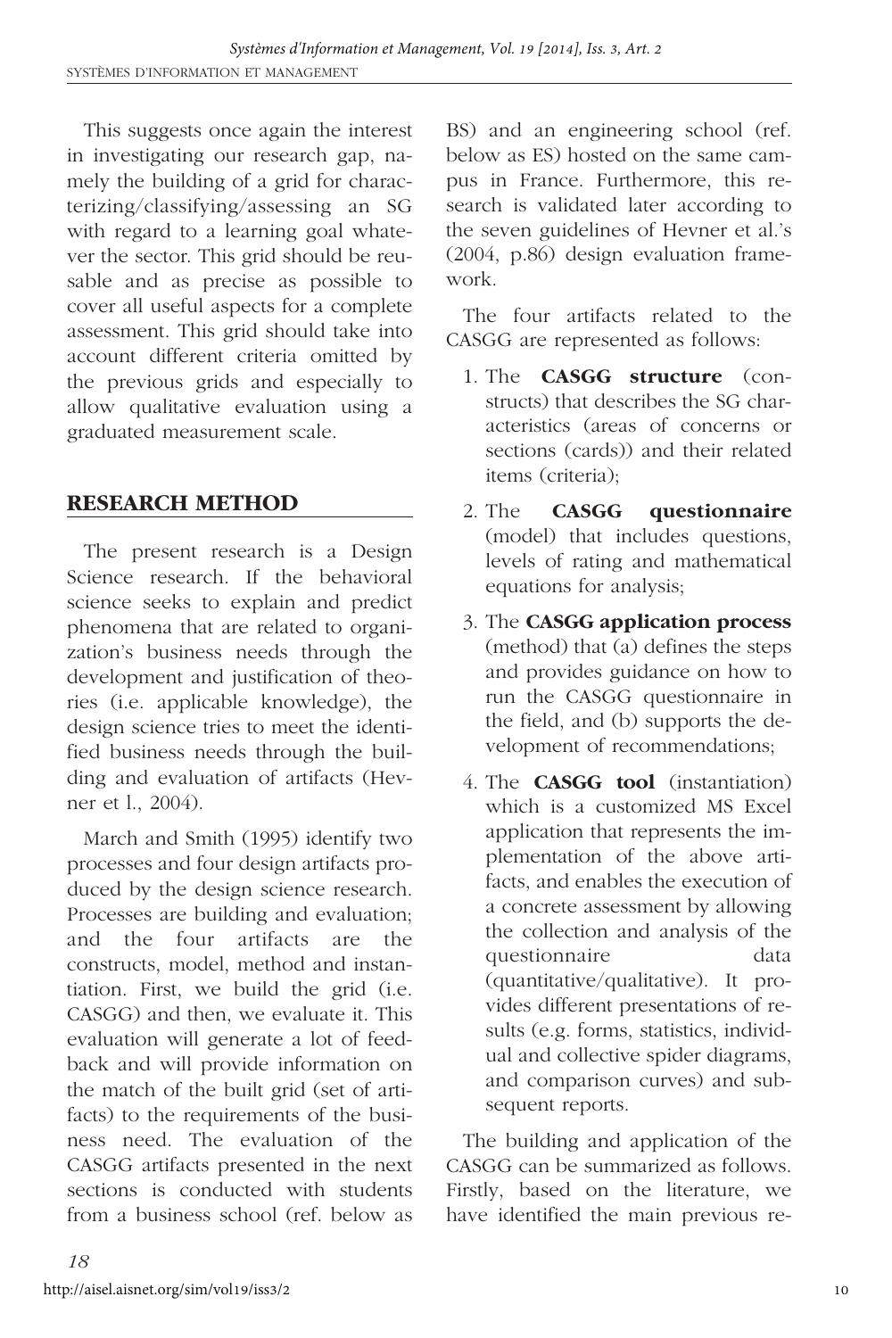This suggests once again the interest in investigating our research gap, namely the building of a grid for characterizing/classifying/assessing an SG with regard to a learning goal whatever the sector. This grid should be reusable and as precise as possible to cover all useful aspects for a complete assessment. This grid should take into account different criteria omitted by the previous grids and especially to allow qualitative evaluation using a graduated measurement scale.

## RESEARCH METHOD

The present research is a Design Science research. If the behavioral science seeks to explain and predict phenomena that are related to organization's business needs through the development and justification of theories (i.e. applicable knowledge), the design science tries to meet the identified business needs through the building and evaluation of artifacts (Hevner et l., 2004).

March and Smith (1995) identify two processes and four design artifacts produced by the design science research. Processes are building and evaluation; and the four artifacts are the constructs, model, method and instantiation. First, we build the grid (i.e. CASGG) and then, we evaluate it. This evaluation will generate a lot of feedback and will provide information on the match of the built grid (set of artifacts) to the requirements of the business need. The evaluation of the CASGG artifacts presented in the next sections is conducted with students from a business school (ref. below as BS) and an engineering school (ref. below as ES) hosted on the same campus in France. Furthermore, this research is validated later according to the seven guidelines of Hevner et al.'s (2004, p.86) design evaluation framework.

The four artifacts related to the CASGG are represented as follows:

1. The **CASGG structure** (constructs) that describes the SG characteristics (areas of concerns or sections (cards)) and their related items (criteria);
2. The **CASGG questionnaire** (model) that includes questions, levels of rating and mathematical equations for analysis;
3. The **CASGG application process** (method) that (a) defines the steps and provides guidance on how to run the CASGG questionnaire in the field, and (b) supports the development of recommendations;
4. The **CASGG tool** (instantiation) which is a customized MS Excel application that represents the implementation of the above artifacts, and enables the execution of a concrete assessment by allowing the collection and analysis of the questionnaire data (quantitative/qualitative). It provides different presentations of results (e.g. forms, statistics, individual and collective spider diagrams, and comparison curves) and subsequent reports.

The building and application of the CASGG can be summarized as follows. Firstly, based on the literature, we have identified the main previous re-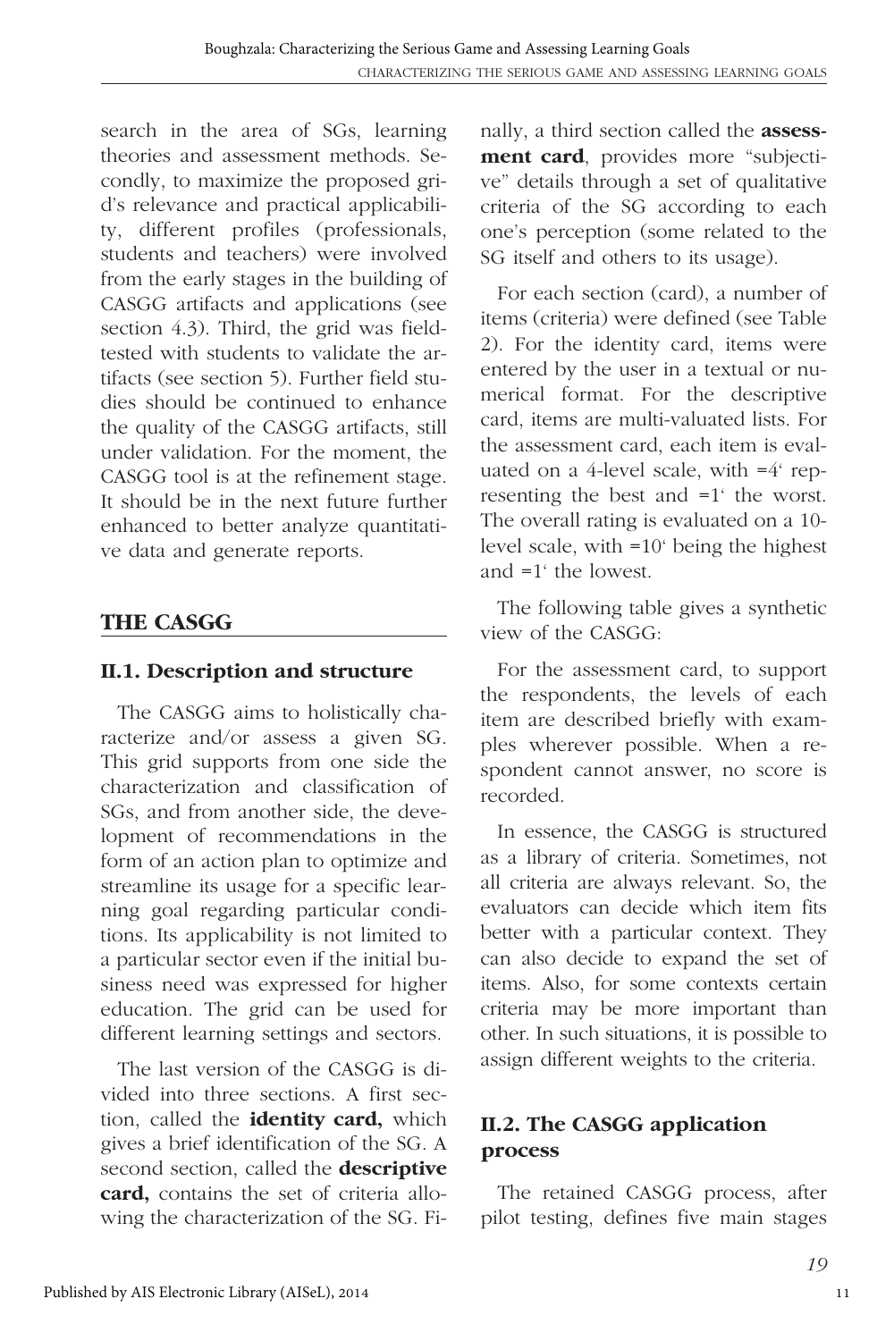search in the area of SGs, learning theories and assessment methods. Secondly, to maximize the proposed grid's relevance and practical applicability, different profiles (professionals, students and teachers) were involved from the early stages in the building of CASGG artifacts and applications (see section 4.3). Third, the grid was field-tested with students to validate the artifacts (see section 5). Further field studies should be continued to enhance the quality of the CASGG artifacts, still under validation. For the moment, the CASGG tool is at the refinement stage. It should be in the next future further enhanced to better analyze quantitative data and generate reports.

## THE CASGG

### II.1. Description and structure

The CASGG aims to holistically characterize and/or assess a given SG. This grid supports from one side the characterization and classification of SGs, and from another side, the development of recommendations in the form of an action plan to optimize and streamline its usage for a specific learning goal regarding particular conditions. Its applicability is not limited to a particular sector even if the initial business need was expressed for higher education. The grid can be used for different learning settings and sectors.

The last version of the CASGG is divided into three sections. A first section, called the **identity card,** which gives a brief identification of the SG. A second section, called the **descriptive card,** contains the set of criteria allowing the characterization of the SG. Finally, a third section called the **assessment card**, provides more "subjective" details through a set of qualitative criteria of the SG according to each one's perception (some related to the SG itself and others to its usage).

For each section (card), a number of items (criteria) were defined (see Table 2). For the identity card, items were entered by the user in a textual or numerical format. For the descriptive card, items are multi-valuated lists. For the assessment card, each item is evaluated on a 4-level scale, with =4' representing the best and =1' the worst. The overall rating is evaluated on a 10-level scale, with =10' being the highest and =1' the lowest.

The following table gives a synthetic view of the CASGG:

For the assessment card, to support the respondents, the levels of each item are described briefly with examples wherever possible. When a respondent cannot answer, no score is recorded.

In essence, the CASGG is structured as a library of criteria. Sometimes, not all criteria are always relevant. So, the evaluators can decide which item fits better with a particular context. They can also decide to expand the set of items. Also, for some contexts certain criteria may be more important than other. In such situations, it is possible to assign different weights to the criteria.

### II.2. The CASGG application process

The retained CASGG process, after pilot testing, defines five main stages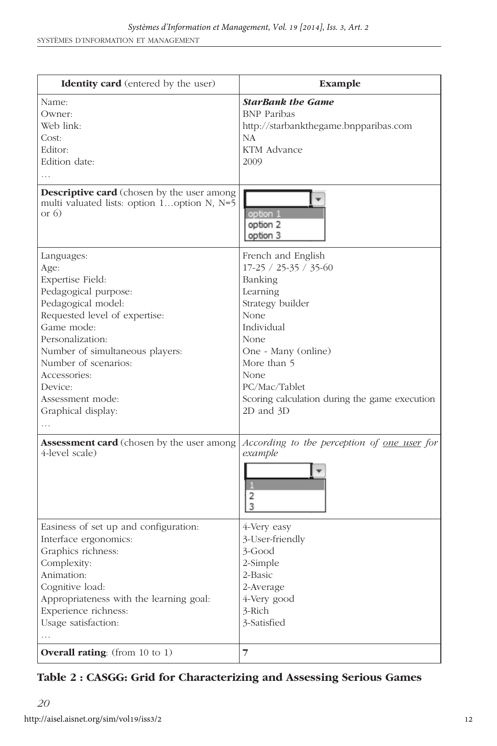| **Identity card** (entered by the user) | **Example** |
|---|---|
| Name:<br>Owner:<br>Web link:<br>Cost:<br>Editor:<br>Edition date:<br>… | ***StarBank the Game***<br>BNP Paribas<br>http://starbankthegame.bnpparibas.com<br>NA<br>KTM Advance<br>2009 |
| **Descriptive card** (chosen by the user among multi valuated lists: option 1…option N, N=5 or 6) | option 1<br>option 2<br>option 3 |
| Languages:<br>Age:<br>Expertise Field:<br>Pedagogical purpose:<br>Pedagogical model:<br>Requested level of expertise:<br>Game mode:<br>Personalization:<br>Number of simultaneous players:<br>Number of scenarios:<br>Accessories:<br>Device:<br>Assessment mode:<br>Graphical display:<br>… | French and English<br>17-25 / 25-35 / 35-60<br>Banking<br>Learning<br>Strategy builder<br>None<br>Individual<br>None<br>One - Many (online)<br>More than 5<br>None<br>PC/Mac/Tablet<br>Scoring calculation during the game execution<br>2D and 3D |
| **Assessment card** (chosen by the user among 4-level scale) | *According to the perception of one user for example*<br>1<br>2<br>3 |
| Easiness of set up and configuration:<br>Interface ergonomics:<br>Graphics richness:<br>Complexity:<br>Animation:<br>Cognitive load:<br>Appropriateness with the learning goal:<br>Experience richness:<br>Usage satisfaction:<br>… | 4-Very easy<br>3-User-friendly<br>3-Good<br>2-Simple<br>2-Basic<br>2-Average<br>4-Very good<br>3-Rich<br>3-Satisfied |
| **Overall rating**: (from 10 to 1) | 7 |

**Table 2 : CASGG: Grid for Characterizing and Assessing Serious Games**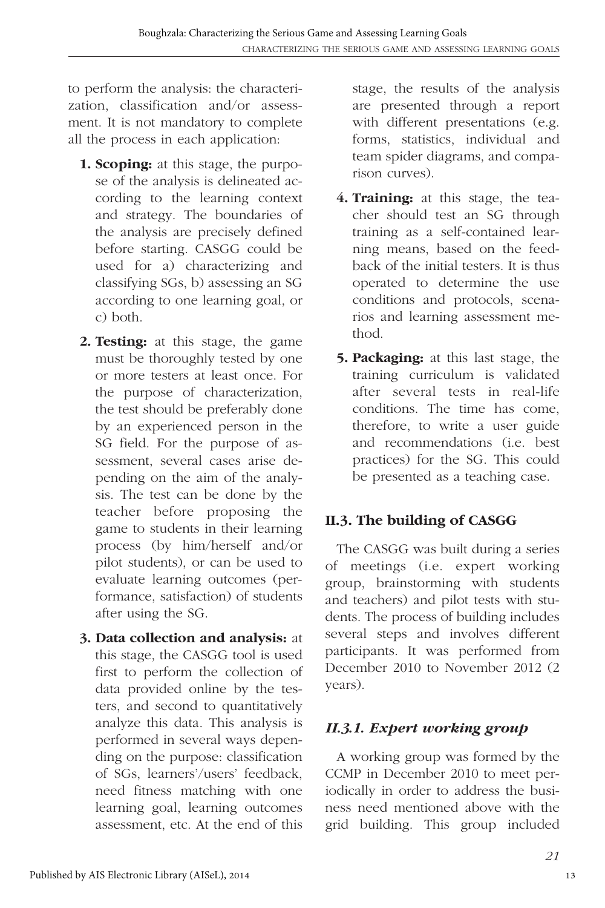to perform the analysis: the characterization, classification and/or assessment. It is not mandatory to complete all the process in each application:

1. **Scoping:** at this stage, the purpose of the analysis is delineated according to the learning context and strategy. The boundaries of the analysis are precisely defined before starting. CASGG could be used for a) characterizing and classifying SGs, b) assessing an SG according to one learning goal, or c) both.
2. **Testing:** at this stage, the game must be thoroughly tested by one or more testers at least once. For the purpose of characterization, the test should be preferably done by an experienced person in the SG field. For the purpose of assessment, several cases arise depending on the aim of the analysis. The test can be done by the teacher before proposing the game to students in their learning process (by him/herself and/or pilot students), or can be used to evaluate learning outcomes (performance, satisfaction) of students after using the SG.
3. **Data collection and analysis:** at this stage, the CASGG tool is used first to perform the collection of data provided online by the testers, and second to quantitatively analyze this data. This analysis is performed in several ways depending on the purpose: classification of SGs, learners'/users' feedback, need fitness matching with one learning goal, learning outcomes assessment, etc. At the end of this stage, the results of the analysis are presented through a report with different presentations (e.g. forms, statistics, individual and team spider diagrams, and comparison curves).
4. **Training:** at this stage, the teacher should test an SG through training as a self-contained learning means, based on the feedback of the initial testers. It is thus operated to determine the use conditions and protocols, scenarios and learning assessment method.
5. **Packaging:** at this last stage, the training curriculum is validated after several tests in real-life conditions. The time has come, therefore, to write a user guide and recommendations (i.e. best practices) for the SG. This could be presented as a teaching case.

## II.3. The building of CASGG

The CASGG was built during a series of meetings (i.e. expert working group, brainstorming with students and teachers) and pilot tests with students. The process of building includes several steps and involves different participants. It was performed from December 2010 to November 2012 (2 years).

### *II.3.1. Expert working group*

A working group was formed by the CCMP in December 2010 to meet periodically in order to address the business need mentioned above with the grid building. This group included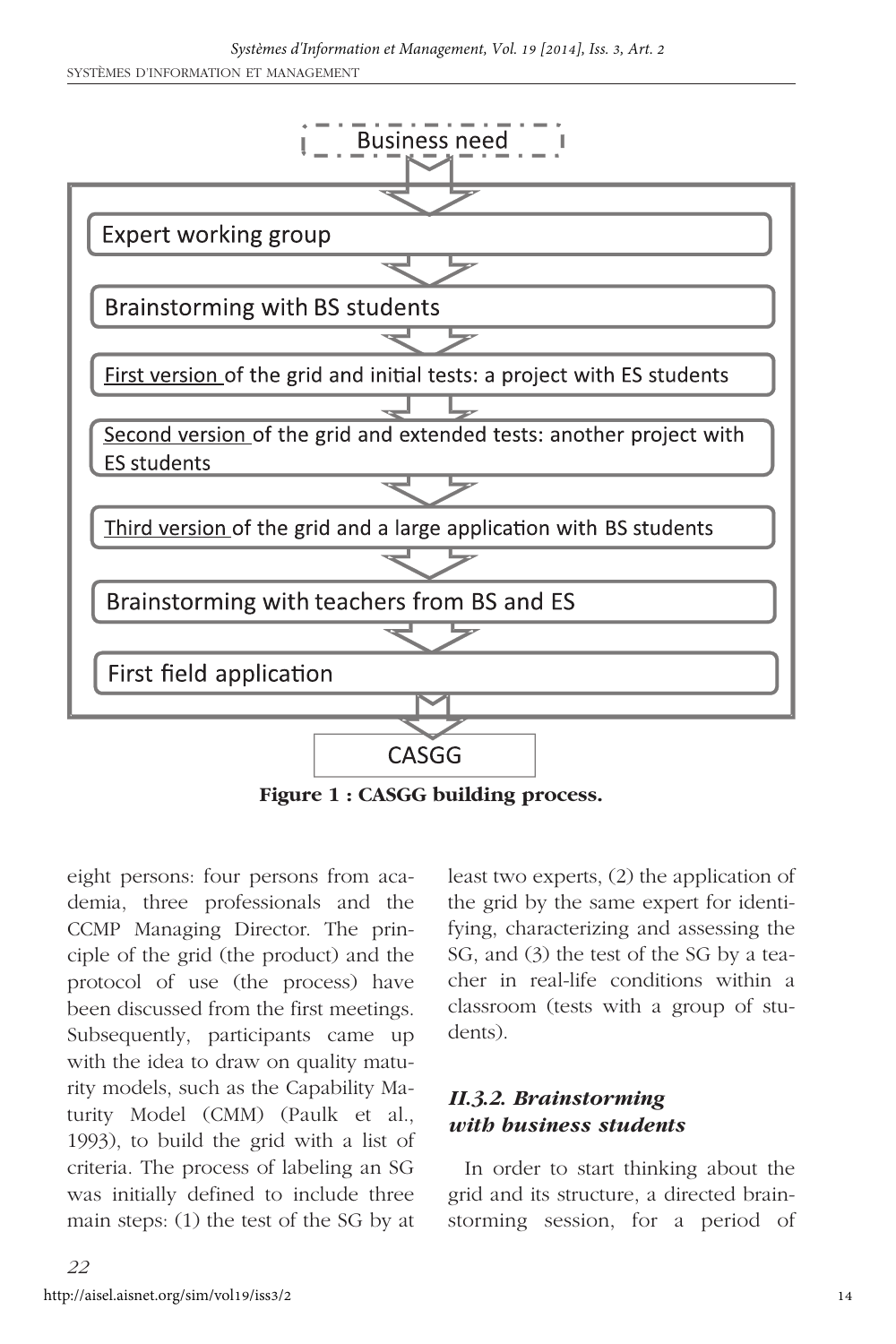Business need

Expert working group

Brainstorming with BS students

First version of the grid and initial tests: a project with ES students

Second version of the grid and extended tests: another project with ES students

Third version of the grid and a large application with BS students

Brainstorming with teachers from BS and ES

First field application

CASGG

**Figure 1 : CASGG building process.**

eight persons: four persons from academia, three professionals and the CCMP Managing Director. The principle of the grid (the product) and the protocol of use (the process) have been discussed from the first meetings. Subsequently, participants came up with the idea to draw on quality maturity models, such as the Capability Maturity Model (CMM) (Paulk et al., 1993), to build the grid with a list of criteria. The process of labeling an SG was initially defined to include three main steps: (1) the test of the SG by at least two experts, (2) the application of the grid by the same expert for identifying, characterizing and assessing the SG, and (3) the test of the SG by a teacher in real-life conditions within a classroom (tests with a group of students).

### *II.3.2. Brainstorming with business students*

In order to start thinking about the grid and its structure, a directed brainstorming session, for a period of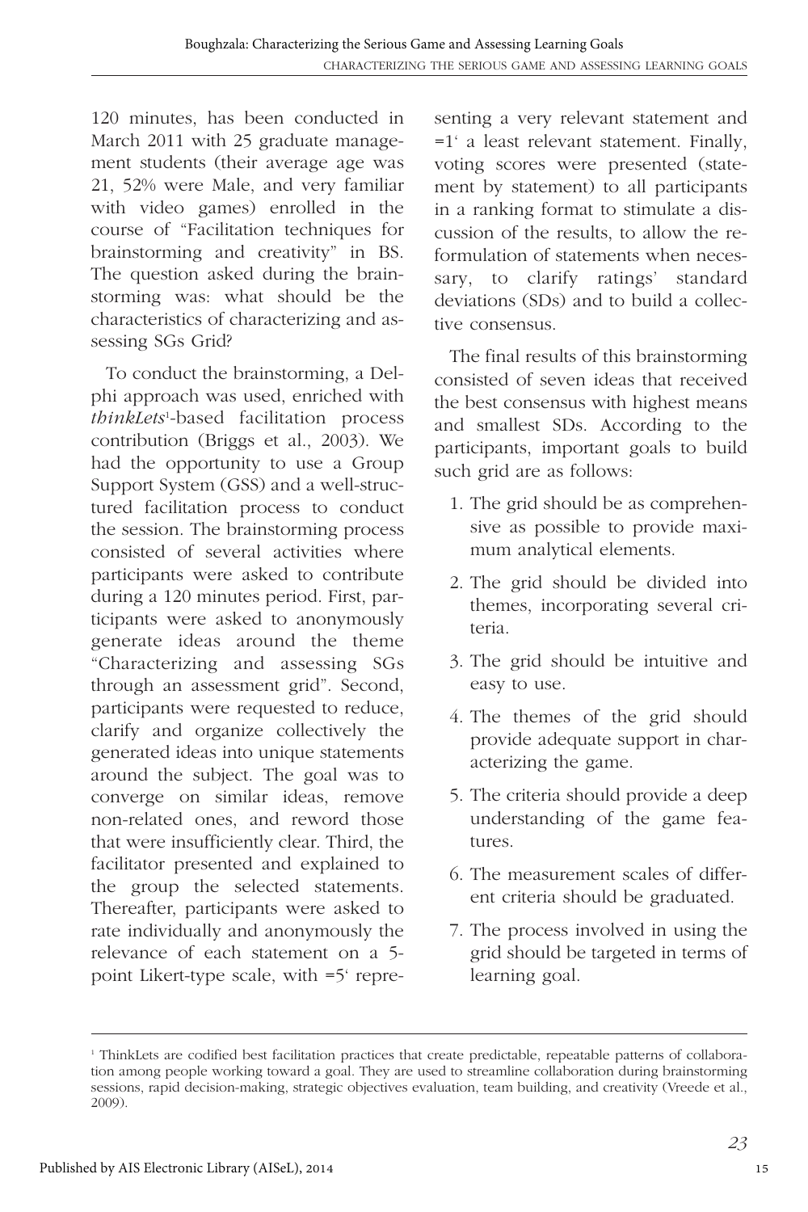120 minutes, has been conducted in March 2011 with 25 graduate management students (their average age was 21, 52% were Male, and very familiar with video games) enrolled in the course of "Facilitation techniques for brainstorming and creativity" in BS. The question asked during the brainstorming was: what should be the characteristics of characterizing and assessing SGs Grid?

To conduct the brainstorming, a Delphi approach was used, enriched with *thinkLets*[1]-based facilitation process contribution (Briggs et al., 2003). We had the opportunity to use a Group Support System (GSS) and a well-structured facilitation process to conduct the session. The brainstorming process consisted of several activities where participants were asked to contribute during a 120 minutes period. First, participants were asked to anonymously generate ideas around the theme "Characterizing and assessing SGs through an assessment grid". Second, participants were requested to reduce, clarify and organize collectively the generated ideas into unique statements around the subject. The goal was to converge on similar ideas, remove non-related ones, and reword those that were insufficiently clear. Third, the facilitator presented and explained to the group the selected statements. Thereafter, participants were asked to rate individually and anonymously the relevance of each statement on a 5-point Likert-type scale, with =5' representing a very relevant statement and =1' a least relevant statement. Finally, voting scores were presented (statement by statement) to all participants in a ranking format to stimulate a discussion of the results, to allow the reformulation of statements when necessary, to clarify ratings' standard deviations (SDs) and to build a collective consensus.

The final results of this brainstorming consisted of seven ideas that received the best consensus with highest means and smallest SDs. According to the participants, important goals to build such grid are as follows:

1. The grid should be as comprehensive as possible to provide maximum analytical elements.
2. The grid should be divided into themes, incorporating several criteria.
3. The grid should be intuitive and easy to use.
4. The themes of the grid should provide adequate support in characterizing the game.
5. The criteria should provide a deep understanding of the game features.
6. The measurement scales of different criteria should be graduated.
7. The process involved in using the grid should be targeted in terms of learning goal.

---

[1] ThinkLets are codified best facilitation practices that create predictable, repeatable patterns of collaboration among people working toward a goal. They are used to streamline collaboration during brainstorming sessions, rapid decision-making, strategic objectives evaluation, team building, and creativity (Vreede et al., 2009).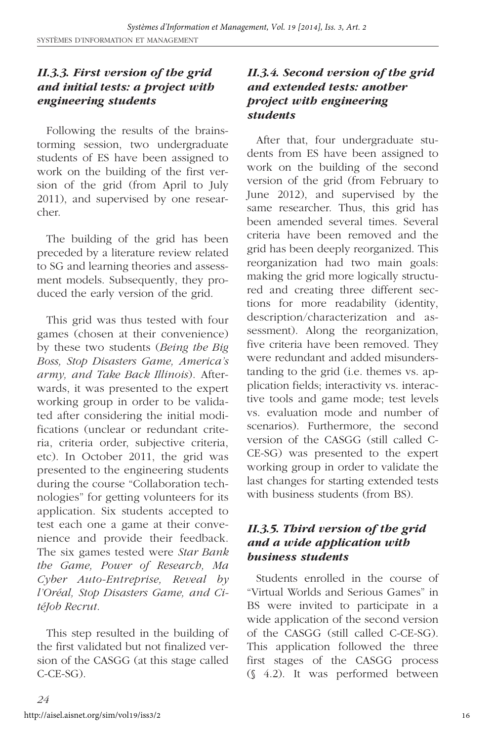### *II.3.3. First version of the grid and initial tests: a project with engineering students*

Following the results of the brainstorming session, two undergraduate students of ES have been assigned to work on the building of the first version of the grid (from April to July 2011), and supervised by one researcher.

The building of the grid has been preceded by a literature review related to SG and learning theories and assessment models. Subsequently, they produced the early version of the grid.

This grid was thus tested with four games (chosen at their convenience) by these two students (*Being the Big Boss, Stop Disasters Game, America's army, and Take Back Illinois*). Afterwards, it was presented to the expert working group in order to be validated after considering the initial modifications (unclear or redundant criteria, criteria order, subjective criteria, etc). In October 2011, the grid was presented to the engineering students during the course "Collaboration technologies" for getting volunteers for its application. Six students accepted to test each one a game at their convenience and provide their feedback. The six games tested were *Star Bank the Game, Power of Research, Ma Cyber Auto-Entreprise, Reveal by l'Oréal, Stop Disasters Game, and CitéJob Recrut*.

This step resulted in the building of the first validated but not finalized version of the CASGG (at this stage called C-CE-SG).

### *II.3.4. Second version of the grid and extended tests: another project with engineering students*

After that, four undergraduate students from ES have been assigned to work on the building of the second version of the grid (from February to June 2012), and supervised by the same researcher. Thus, this grid has been amended several times. Several criteria have been removed and the grid has been deeply reorganized. This reorganization had two main goals: making the grid more logically structured and creating three different sections for more readability (identity, description/characterization and assessment). Along the reorganization, five criteria have been removed. They were redundant and added misunderstanding to the grid (i.e. themes vs. application fields; interactivity vs. interactive tools and game mode; test levels vs. evaluation mode and number of scenarios). Furthermore, the second version of the CASGG (still called C-CE-SG) was presented to the expert working group in order to validate the last changes for starting extended tests with business students (from BS).

### *II.3.5. Third version of the grid and a wide application with business students*

Students enrolled in the course of "Virtual Worlds and Serious Games" in BS were invited to participate in a wide application of the second version of the CASGG (still called C-CE-SG). This application followed the three first stages of the CASGG process (§ 4.2). It was performed between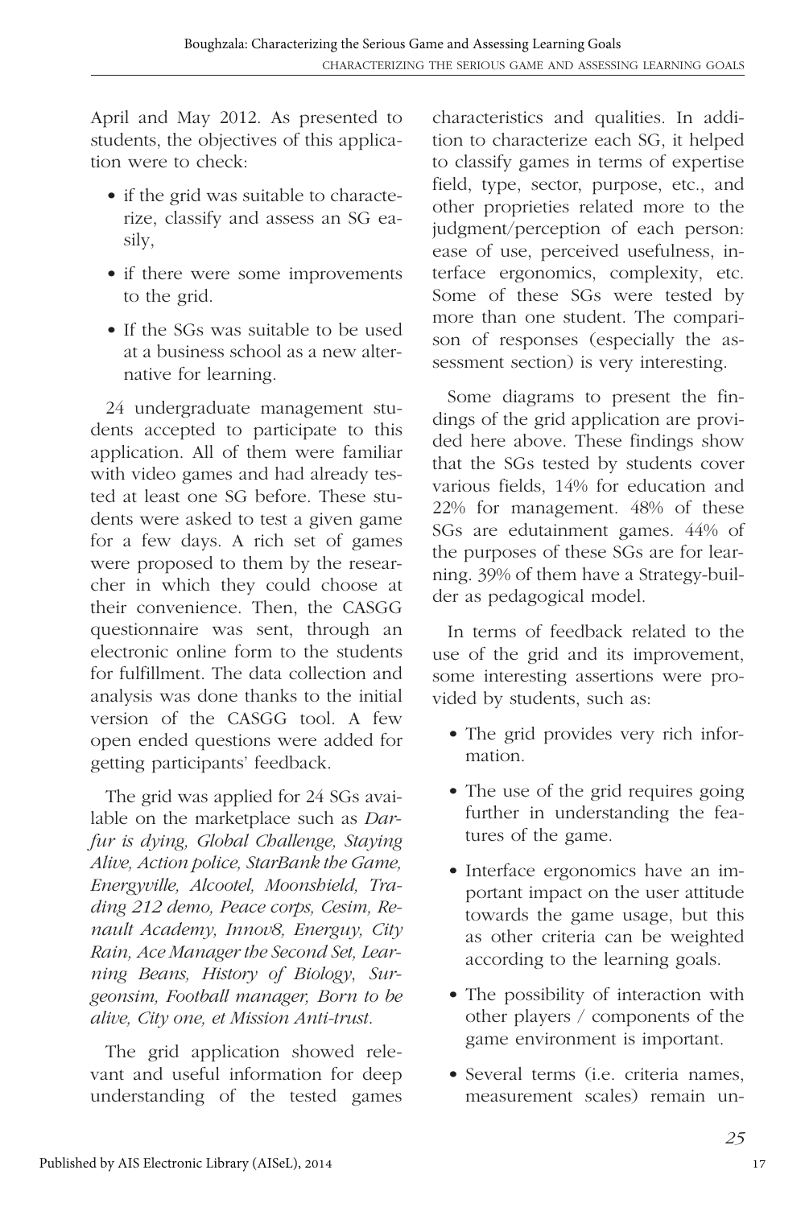April and May 2012. As presented to students, the objectives of this application were to check:

- if the grid was suitable to characterize, classify and assess an SG easily,
- if there were some improvements to the grid.
- If the SGs was suitable to be used at a business school as a new alternative for learning.

24 undergraduate management students accepted to participate to this application. All of them were familiar with video games and had already tested at least one SG before. These students were asked to test a given game for a few days. A rich set of games were proposed to them by the researcher in which they could choose at their convenience. Then, the CASGG questionnaire was sent, through an electronic online form to the students for fulfillment. The data collection and analysis was done thanks to the initial version of the CASGG tool. A few open ended questions were added for getting participants' feedback.

The grid was applied for 24 SGs available on the marketplace such as *Darfur is dying, Global Challenge, Staying Alive, Action police, StarBank the Game, Energyville, Alcootel, Moonshield, Trading 212 demo, Peace corps, Cesim, Renault Academy, Innov8, Energuy, City Rain, Ace Manager the Second Set, Learning Beans, History of Biology*, *Surgeonsim, Football manager, Born to be alive, City one, et Mission Anti-trust*.

The grid application showed relevant and useful information for deep understanding of the tested games characteristics and qualities. In addition to characterize each SG, it helped to classify games in terms of expertise field, type, sector, purpose, etc., and other proprieties related more to the judgment/perception of each person: ease of use, perceived usefulness, interface ergonomics, complexity, etc. Some of these SGs were tested by more than one student. The comparison of responses (especially the assessment section) is very interesting.

Some diagrams to present the findings of the grid application are provided here above. These findings show that the SGs tested by students cover various fields, 14% for education and 22% for management. 48% of these SGs are edutainment games. 44% of the purposes of these SGs are for learning. 39% of them have a Strategy-builder as pedagogical model.

In terms of feedback related to the use of the grid and its improvement, some interesting assertions were provided by students, such as:

- The grid provides very rich information.
- The use of the grid requires going further in understanding the features of the game.
- Interface ergonomics have an important impact on the user attitude towards the game usage, but this as other criteria can be weighted according to the learning goals.
- The possibility of interaction with other players / components of the game environment is important.
- Several terms (i.e. criteria names, measurement scales) remain un-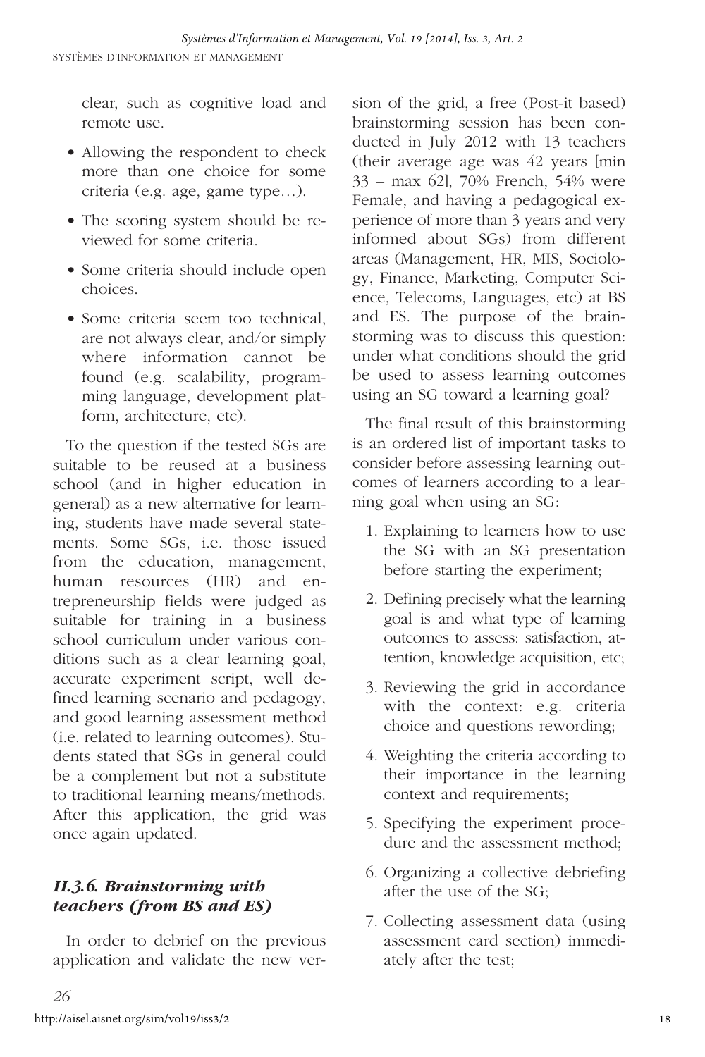clear, such as cognitive load and remote use.

- Allowing the respondent to check more than one choice for some criteria (e.g. age, game type…).
- The scoring system should be reviewed for some criteria.
- Some criteria should include open choices.
- Some criteria seem too technical, are not always clear, and/or simply where information cannot be found (e.g. scalability, programming language, development platform, architecture, etc).

To the question if the tested SGs are suitable to be reused at a business school (and in higher education in general) as a new alternative for learning, students have made several statements. Some SGs, i.e. those issued from the education, management, human resources (HR) and entrepreneurship fields were judged as suitable for training in a business school curriculum under various conditions such as a clear learning goal, accurate experiment script, well defined learning scenario and pedagogy, and good learning assessment method (i.e. related to learning outcomes). Students stated that SGs in general could be a complement but not a substitute to traditional learning means/methods. After this application, the grid was once again updated.

### *II.3.6. Brainstorming with teachers (from BS and ES)*

In order to debrief on the previous application and validate the new version of the grid, a free (Post-it based) brainstorming session has been conducted in July 2012 with 13 teachers (their average age was 42 years [min 33 – max 62], 70% French, 54% were Female, and having a pedagogical experience of more than 3 years and very informed about SGs) from different areas (Management, HR, MIS, Sociology, Finance, Marketing, Computer Science, Telecoms, Languages, etc) at BS and ES. The purpose of the brainstorming was to discuss this question: under what conditions should the grid be used to assess learning outcomes using an SG toward a learning goal?

The final result of this brainstorming is an ordered list of important tasks to consider before assessing learning outcomes of learners according to a learning goal when using an SG:

1. Explaining to learners how to use the SG with an SG presentation before starting the experiment;
2. Defining precisely what the learning goal is and what type of learning outcomes to assess: satisfaction, attention, knowledge acquisition, etc;
3. Reviewing the grid in accordance with the context: e.g. criteria choice and questions rewording;
4. Weighting the criteria according to their importance in the learning context and requirements;
5. Specifying the experiment procedure and the assessment method;
6. Organizing a collective debriefing after the use of the SG;
7. Collecting assessment data (using assessment card section) immediately after the test;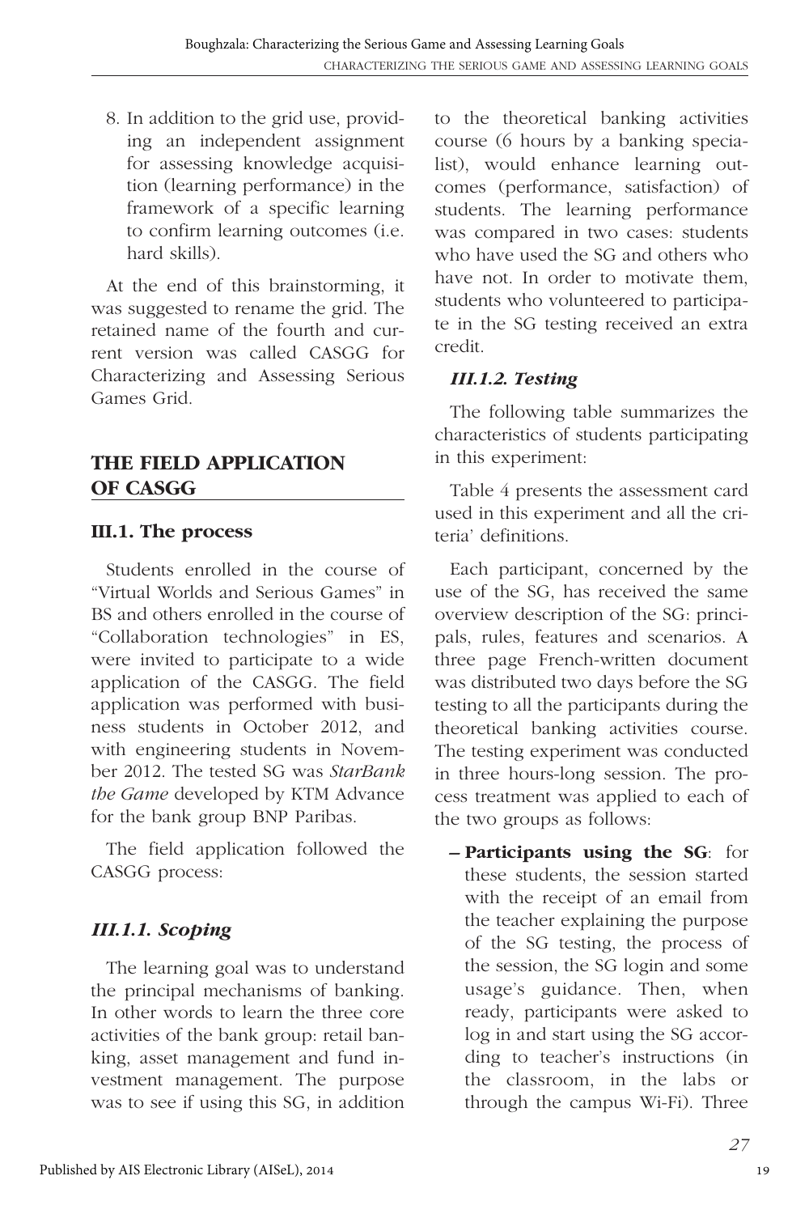8. In addition to the grid use, providing an independent assignment for assessing knowledge acquisition (learning performance) in the framework of a specific learning to confirm learning outcomes (i.e. hard skills).

At the end of this brainstorming, it was suggested to rename the grid. The retained name of the fourth and current version was called CASGG for Characterizing and Assessing Serious Games Grid.

## THE FIELD APPLICATION OF CASGG

### III.1. The process

Students enrolled in the course of "Virtual Worlds and Serious Games" in BS and others enrolled in the course of "Collaboration technologies" in ES, were invited to participate to a wide application of the CASGG. The field application was performed with business students in October 2012, and with engineering students in November 2012. The tested SG was *StarBank the Game* developed by KTM Advance for the bank group BNP Paribas.

The field application followed the CASGG process:

#### *III.1.1. Scoping*

The learning goal was to understand the principal mechanisms of banking. In other words to learn the three core activities of the bank group: retail banking, asset management and fund investment management. The purpose was to see if using this SG, in addition to the theoretical banking activities course (6 hours by a banking specialist), would enhance learning outcomes (performance, satisfaction) of students. The learning performance was compared in two cases: students who have used the SG and others who have not. In order to motivate them, students who volunteered to participate in the SG testing received an extra credit.

#### *III.1.2. Testing*

The following table summarizes the characteristics of students participating in this experiment:

Table 4 presents the assessment card used in this experiment and all the criteria' definitions.

Each participant, concerned by the use of the SG, has received the same overview description of the SG: principals, rules, features and scenarios. A three page French-written document was distributed two days before the SG testing to all the participants during the theoretical banking activities course. The testing experiment was conducted in three hours-long session. The process treatment was applied to each of the two groups as follows:

– **Participants using the SG**: for these students, the session started with the receipt of an email from the teacher explaining the purpose of the SG testing, the process of the session, the SG login and some usage's guidance. Then, when ready, participants were asked to log in and start using the SG according to teacher's instructions (in the classroom, in the labs or through the campus Wi-Fi). Three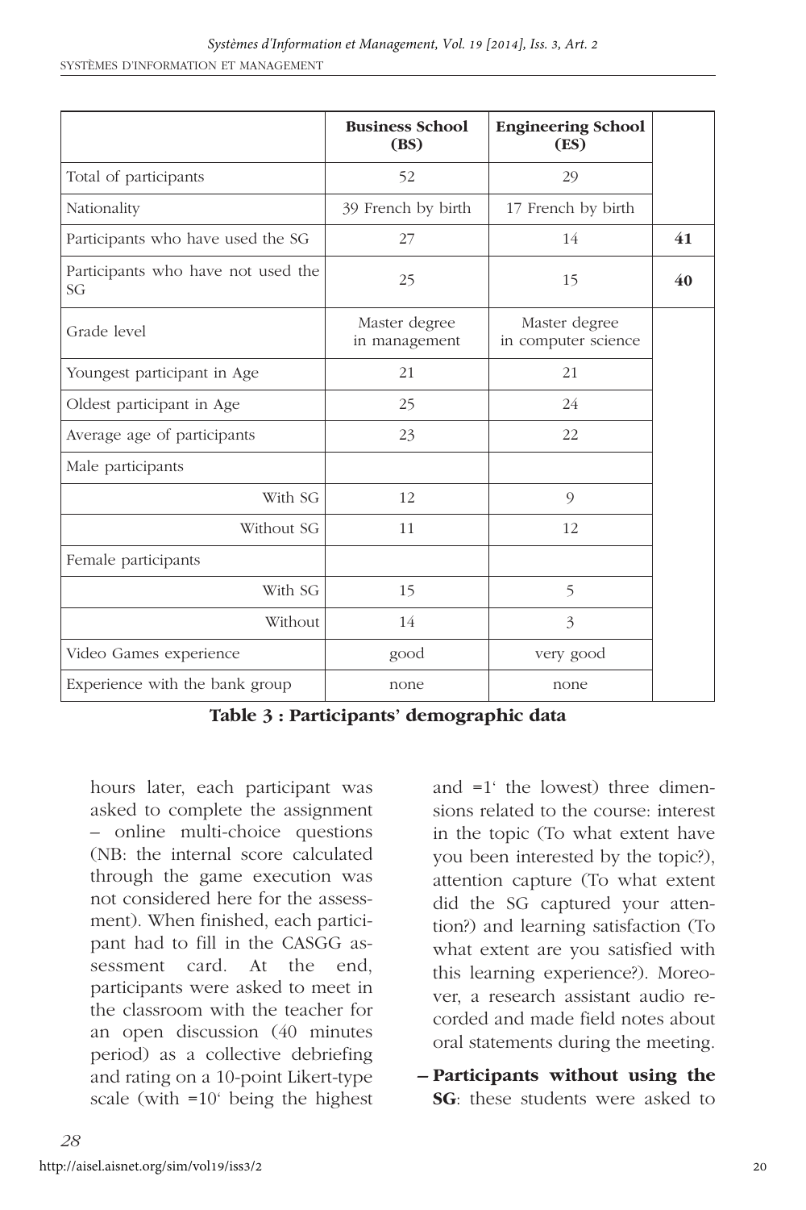| | Business School (BS) | Engineering School (ES) | |
|---|---|---|---|
| Total of participants | 52 | 29 | |
| Nationality | 39 French by birth | 17 French by birth | |
| Participants who have used the SG | 27 | 14 | **41** |
| Participants who have not used the SG | 25 | 15 | **40** |
| Grade level | Master degree in management | Master degree in computer science | |
| Youngest participant in Age | 21 | 21 | |
| Oldest participant in Age | 25 | 24 | |
| Average age of participants | 23 | 22 | |
| Male participants | | | |
| With SG | 12 | 9 | |
| Without SG | 11 | 12 | |
| Female participants | | | |
| With SG | 15 | 5 | |
| Without | 14 | 3 | |
| Video Games experience | good | very good | |
| Experience with the bank group | none | none | |

**Table 3 : Participants' demographic data**

hours later, each participant was asked to complete the assignment – online multi-choice questions (NB: the internal score calculated through the game execution was not considered here for the assessment). When finished, each participant had to fill in the CASGG assessment card. At the end, participants were asked to meet in the classroom with the teacher for an open discussion (40 minutes period) as a collective debriefing and rating on a 10-point Likert-type scale (with =10' being the highest and =1' the lowest) three dimensions related to the course: interest in the topic (To what extent have you been interested by the topic?), attention capture (To what extent did the SG captured your attention?) and learning satisfaction (To what extent are you satisfied with this learning experience?). Moreover, a research assistant audio recorded and made field notes about oral statements during the meeting.

– **Participants without using the SG**: these students were asked to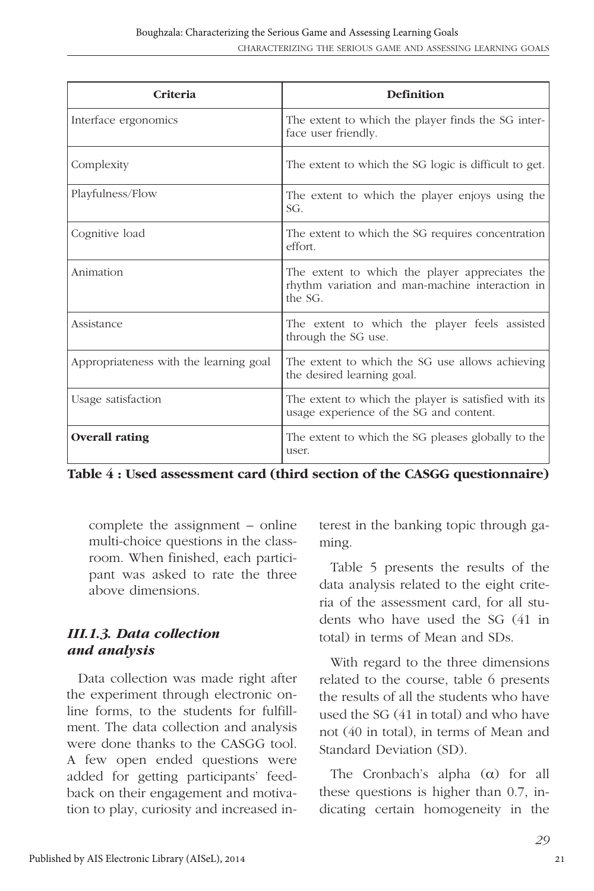| Criteria | Definition |
|---|---|
| Interface ergonomics | The extent to which the player finds the SG interface user friendly. |
| Complexity | The extent to which the SG logic is difficult to get. |
| Playfulness/Flow | The extent to which the player enjoys using the SG. |
| Cognitive load | The extent to which the SG requires concentration effort. |
| Animation | The extent to which the player appreciates the rhythm variation and man-machine interaction in the SG. |
| Assistance | The extent to which the player feels assisted through the SG use. |
| Appropriateness with the learning goal | The extent to which the SG use allows achieving the desired learning goal. |
| Usage satisfaction | The extent to which the player is satisfied with its usage experience of the SG and content. |
| **Overall rating** | The extent to which the SG pleases globally to the user. |

**Table 4 : Used assessment card (third section of the CASGG questionnaire)**

complete the assignment – online multi-choice questions in the classroom. When finished, each participant was asked to rate the three above dimensions.

### *III.1.3. Data collection and analysis*

Data collection was made right after the experiment through electronic online forms, to the students for fulfillment. The data collection and analysis were done thanks to the CASGG tool. A few open ended questions were added for getting participants' feedback on their engagement and motivation to play, curiosity and increased interest in the banking topic through gaming.

Table 5 presents the results of the data analysis related to the eight criteria of the assessment card, for all students who have used the SG (41 in total) in terms of Mean and SDs.

With regard to the three dimensions related to the course, table 6 presents the results of all the students who have used the SG (41 in total) and who have not (40 in total), in terms of Mean and Standard Deviation (SD).

The Cronbach's alpha ($\alpha$) for all these questions is higher than 0.7, indicating certain homogeneity in the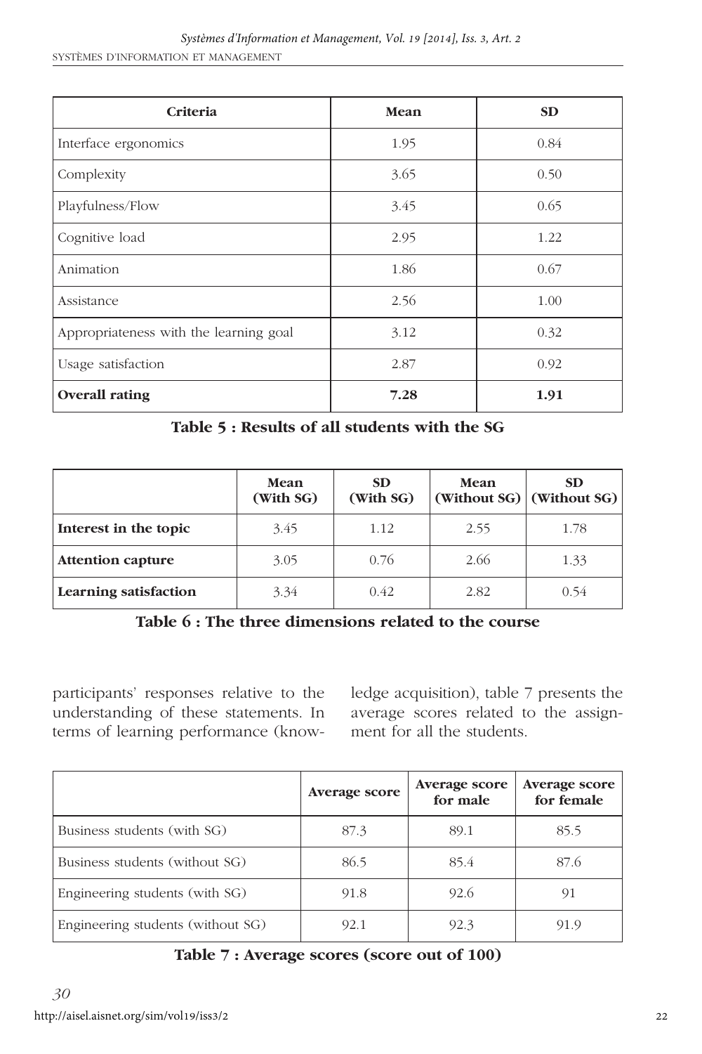| Criteria | Mean | SD |
|---|---|---|
| Interface ergonomics | 1.95 | 0.84 |
| Complexity | 3.65 | 0.50 |
| Playfulness/Flow | 3.45 | 0.65 |
| Cognitive load | 2.95 | 1.22 |
| Animation | 1.86 | 0.67 |
| Assistance | 2.56 | 1.00 |
| Appropriateness with the learning goal | 3.12 | 0.32 |
| Usage satisfaction | 2.87 | 0.92 |
| **Overall rating** | **7.28** | **1.91** |

**Table 5 : Results of all students with the SG**

| | Mean (With SG) | SD (With SG) | Mean (Without SG) | SD (Without SG) |
|---|---|---|---|---|
| **Interest in the topic** | 3.45 | 1.12 | 2.55 | 1.78 |
| **Attention capture** | 3.05 | 0.76 | 2.66 | 1.33 |
| **Learning satisfaction** | 3.34 | 0.42 | 2.82 | 0.54 |

**Table 6 : The three dimensions related to the course**

participants' responses relative to the understanding of these statements. In terms of learning performance (knowledge acquisition), table 7 presents the average scores related to the assignment for all the students.

| | Average score | Average score for male | Average score for female |
|---|---|---|---|
| Business students (with SG) | 87.3 | 89.1 | 85.5 |
| Business students (without SG) | 86.5 | 85.4 | 87.6 |
| Engineering students (with SG) | 91.8 | 92.6 | 91 |
| Engineering students (without SG) | 92.1 | 92.3 | 91.9 |

**Table 7 : Average scores (score out of 100)**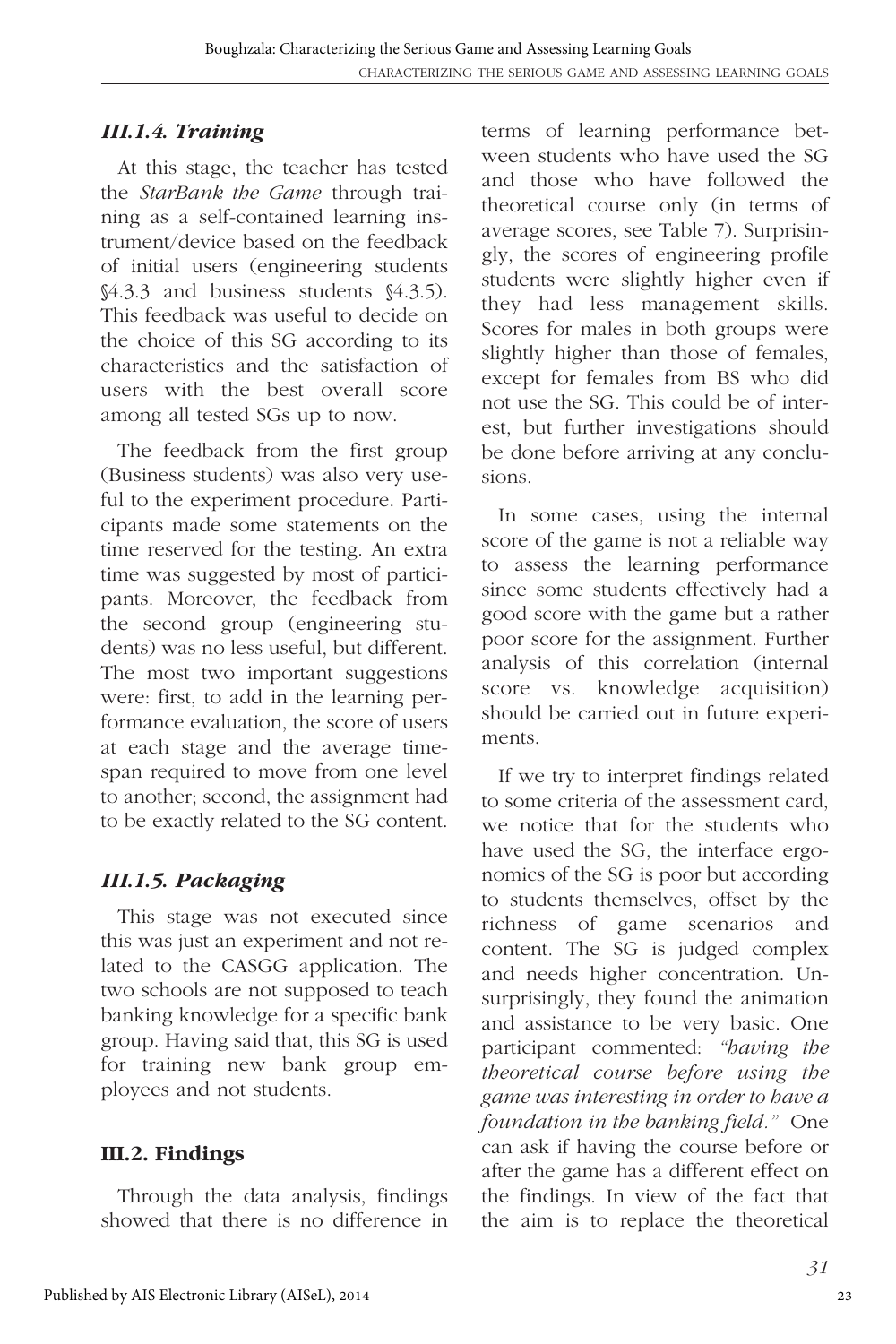### *III.1.4. Training*

At this stage, the teacher has tested the *StarBank the Game* through training as a self-contained learning instrument/device based on the feedback of initial users (engineering students §4.3.3 and business students §4.3.5). This feedback was useful to decide on the choice of this SG according to its characteristics and the satisfaction of users with the best overall score among all tested SGs up to now.

The feedback from the first group (Business students) was also very useful to the experiment procedure. Participants made some statements on the time reserved for the testing. An extra time was suggested by most of participants. Moreover, the feedback from the second group (engineering students) was no less useful, but different. The most two important suggestions were: first, to add in the learning performance evaluation, the score of users at each stage and the average timespan required to move from one level to another; second, the assignment had to be exactly related to the SG content.

### *III.1.5. Packaging*

This stage was not executed since this was just an experiment and not related to the CASGG application. The two schools are not supposed to teach banking knowledge for a specific bank group. Having said that, this SG is used for training new bank group employees and not students.

## III.2. Findings

Through the data analysis, findings showed that there is no difference in terms of learning performance between students who have used the SG and those who have followed the theoretical course only (in terms of average scores, see Table 7). Surprisingly, the scores of engineering profile students were slightly higher even if they had less management skills. Scores for males in both groups were slightly higher than those of females, except for females from BS who did not use the SG. This could be of interest, but further investigations should be done before arriving at any conclusions.

In some cases, using the internal score of the game is not a reliable way to assess the learning performance since some students effectively had a good score with the game but a rather poor score for the assignment. Further analysis of this correlation (internal score vs. knowledge acquisition) should be carried out in future experiments.

If we try to interpret findings related to some criteria of the assessment card, we notice that for the students who have used the SG, the interface ergonomics of the SG is poor but according to students themselves, offset by the richness of game scenarios and content. The SG is judged complex and needs higher concentration. Unsurprisingly, they found the animation and assistance to be very basic. One participant commented: *"having the theoretical course before using the game was interesting in order to have a foundation in the banking field."* One can ask if having the course before or after the game has a different effect on the findings. In view of the fact that the aim is to replace the theoretical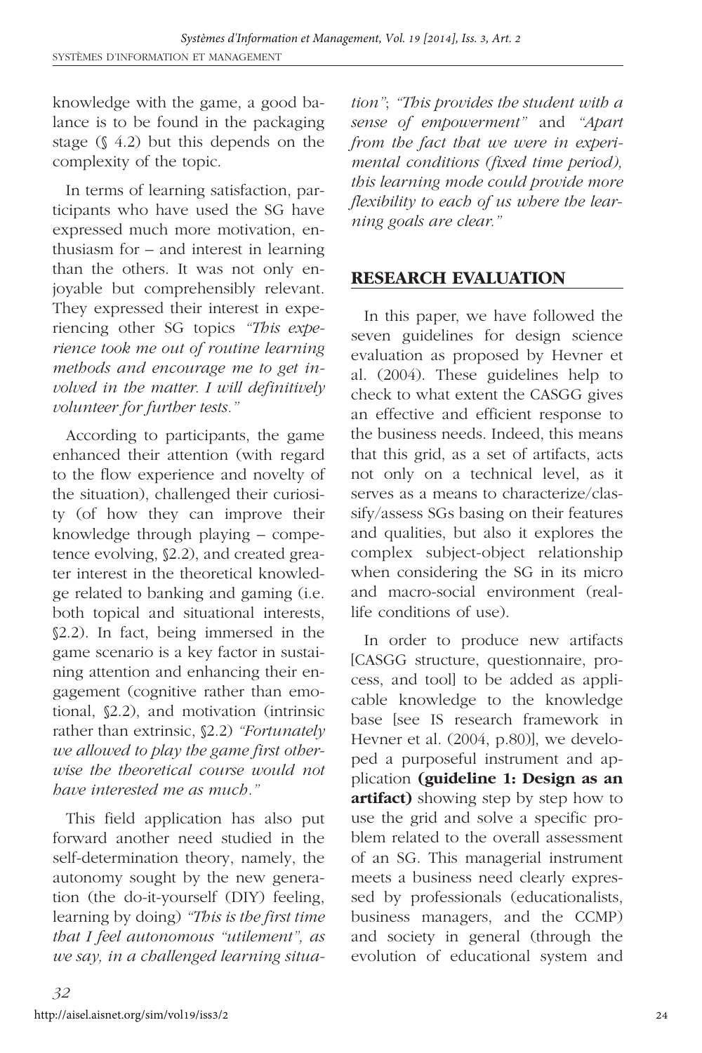knowledge with the game, a good balance is to be found in the packaging stage (§ 4.2) but this depends on the complexity of the topic.

In terms of learning satisfaction, participants who have used the SG have expressed much more motivation, enthusiasm for – and interest in learning than the others. It was not only enjoyable but comprehensibly relevant. They expressed their interest in experiencing other SG topics *"This experience took me out of routine learning methods and encourage me to get involved in the matter. I will definitively volunteer for further tests."*

According to participants, the game enhanced their attention (with regard to the flow experience and novelty of the situation), challenged their curiosity (of how they can improve their knowledge through playing – competence evolving, §2.2), and created greater interest in the theoretical knowledge related to banking and gaming (i.e. both topical and situational interests, §2.2). In fact, being immersed in the game scenario is a key factor in sustaining attention and enhancing their engagement (cognitive rather than emotional, §2.2), and motivation (intrinsic rather than extrinsic, §2.2) *"Fortunately we allowed to play the game first otherwise the theoretical course would not have interested me as much."*

This field application has also put forward another need studied in the self-determination theory, namely, the autonomy sought by the new generation (the do-it-yourself (DIY) feeling, learning by doing) *"This is the first time that I feel autonomous "utilement", as we say, in a challenged learning situation"*; *"This provides the student with a sense of empowerment"* and *"Apart from the fact that we were in experimental conditions (fixed time period), this learning mode could provide more flexibility to each of us where the learning goals are clear."*

## RESEARCH EVALUATION

In this paper, we have followed the seven guidelines for design science evaluation as proposed by Hevner et al. (2004). These guidelines help to check to what extent the CASGG gives an effective and efficient response to the business needs. Indeed, this means that this grid, as a set of artifacts, acts not only on a technical level, as it serves as a means to characterize/classify/assess SGs basing on their features and qualities, but also it explores the complex subject-object relationship when considering the SG in its micro and macro-social environment (real-life conditions of use).

In order to produce new artifacts [CASGG structure, questionnaire, process, and tool] to be added as applicable knowledge to the knowledge base [see IS research framework in Hevner et al. (2004, p.80)], we developed a purposeful instrument and application **(guideline 1: Design as an artifact)** showing step by step how to use the grid and solve a specific problem related to the overall assessment of an SG. This managerial instrument meets a business need clearly expressed by professionals (educationalists, business managers, and the CCMP) and society in general (through the evolution of educational system and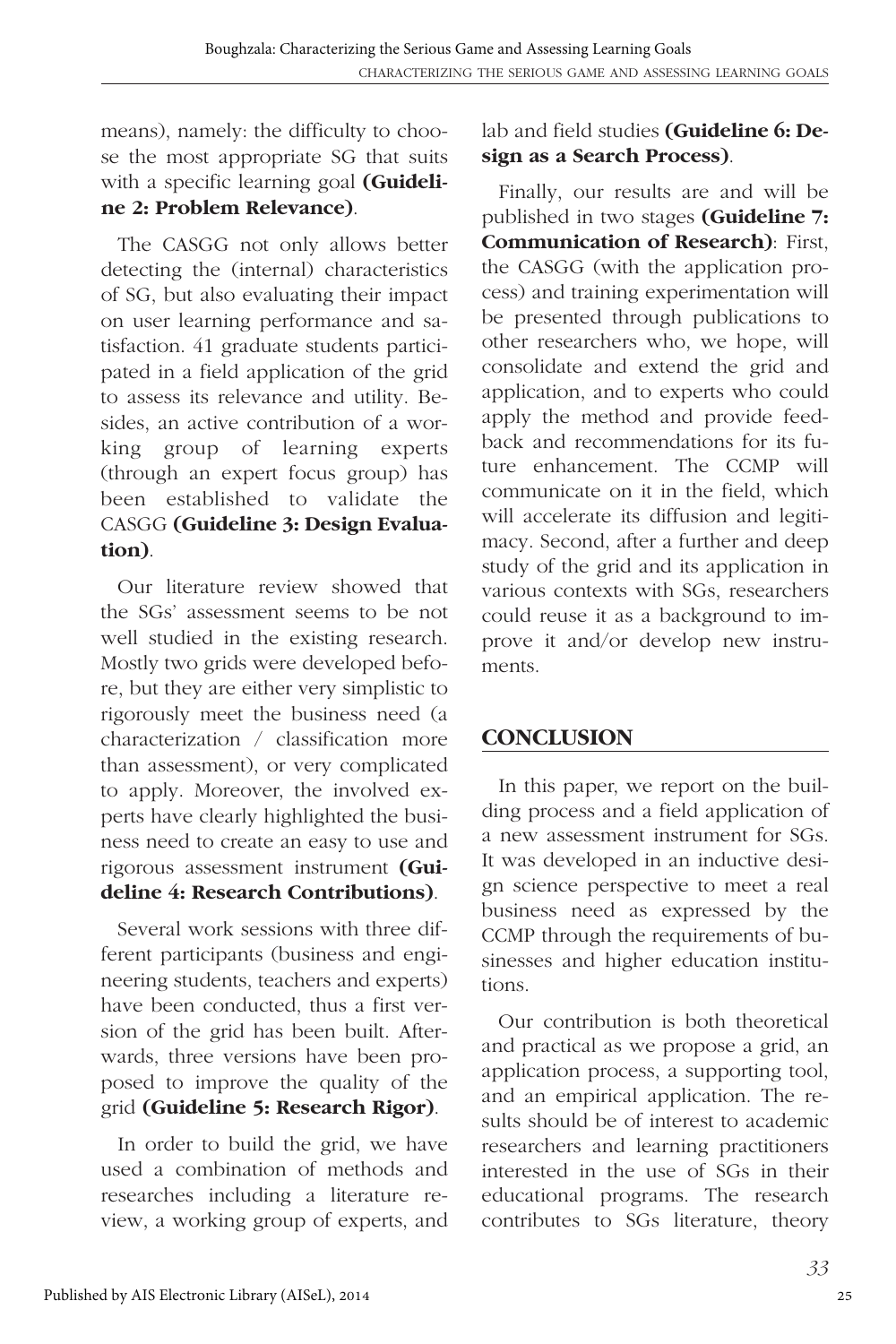means), namely: the difficulty to choose the most appropriate SG that suits with a specific learning goal **(Guideline 2: Problem Relevance)**.

The CASGG not only allows better detecting the (internal) characteristics of SG, but also evaluating their impact on user learning performance and satisfaction. 41 graduate students participated in a field application of the grid to assess its relevance and utility. Besides, an active contribution of a working group of learning experts (through an expert focus group) has been established to validate the CASGG **(Guideline 3: Design Evaluation)**.

Our literature review showed that the SGs' assessment seems to be not well studied in the existing research. Mostly two grids were developed before, but they are either very simplistic to rigorously meet the business need (a characterization / classification more than assessment), or very complicated to apply. Moreover, the involved experts have clearly highlighted the business need to create an easy to use and rigorous assessment instrument **(Guideline 4: Research Contributions)**.

Several work sessions with three different participants (business and engineering students, teachers and experts) have been conducted, thus a first version of the grid has been built. Afterwards, three versions have been proposed to improve the quality of the grid **(Guideline 5: Research Rigor)**.

In order to build the grid, we have used a combination of methods and researches including a literature review, a working group of experts, and lab and field studies **(Guideline 6: Design as a Search Process)**.

Finally, our results are and will be published in two stages **(Guideline 7: Communication of Research)**: First, the CASGG (with the application process) and training experimentation will be presented through publications to other researchers who, we hope, will consolidate and extend the grid and application, and to experts who could apply the method and provide feedback and recommendations for its future enhancement. The CCMP will communicate on it in the field, which will accelerate its diffusion and legitimacy. Second, after a further and deep study of the grid and its application in various contexts with SGs, researchers could reuse it as a background to improve it and/or develop new instruments.

## CONCLUSION

In this paper, we report on the building process and a field application of a new assessment instrument for SGs. It was developed in an inductive design science perspective to meet a real business need as expressed by the CCMP through the requirements of businesses and higher education institutions.

Our contribution is both theoretical and practical as we propose a grid, an application process, a supporting tool, and an empirical application. The results should be of interest to academic researchers and learning practitioners interested in the use of SGs in their educational programs. The research contributes to SGs literature, theory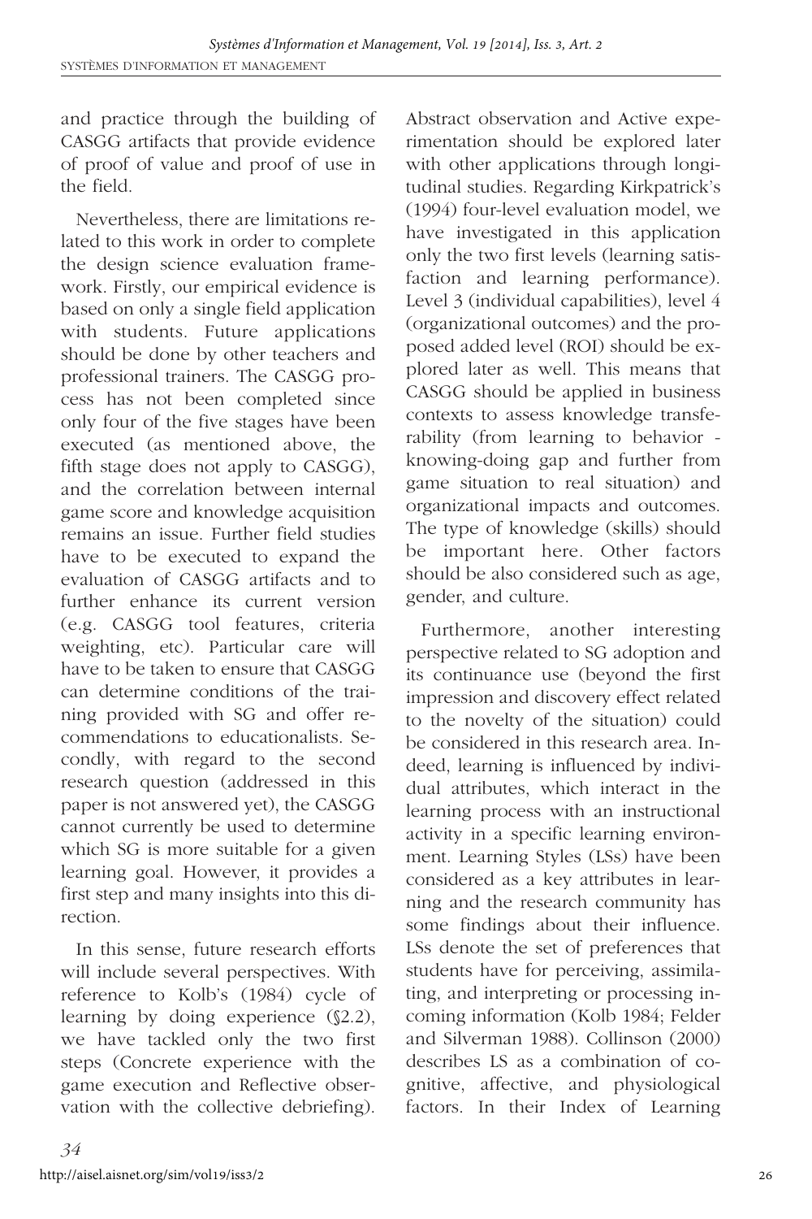and practice through the building of CASGG artifacts that provide evidence of proof of value and proof of use in the field.

Nevertheless, there are limitations related to this work in order to complete the design science evaluation framework. Firstly, our empirical evidence is based on only a single field application with students. Future applications should be done by other teachers and professional trainers. The CASGG process has not been completed since only four of the five stages have been executed (as mentioned above, the fifth stage does not apply to CASGG), and the correlation between internal game score and knowledge acquisition remains an issue. Further field studies have to be executed to expand the evaluation of CASGG artifacts and to further enhance its current version (e.g. CASGG tool features, criteria weighting, etc). Particular care will have to be taken to ensure that CASGG can determine conditions of the training provided with SG and offer recommendations to educationalists. Secondly, with regard to the second research question (addressed in this paper is not answered yet), the CASGG cannot currently be used to determine which SG is more suitable for a given learning goal. However, it provides a first step and many insights into this direction.

In this sense, future research efforts will include several perspectives. With reference to Kolb's (1984) cycle of learning by doing experience (§2.2), we have tackled only the two first steps (Concrete experience with the game execution and Reflective observation with the collective debriefing). Abstract observation and Active experimentation should be explored later with other applications through longitudinal studies. Regarding Kirkpatrick's (1994) four-level evaluation model, we have investigated in this application only the two first levels (learning satisfaction and learning performance). Level 3 (individual capabilities), level 4 (organizational outcomes) and the proposed added level (ROI) should be explored later as well. This means that CASGG should be applied in business contexts to assess knowledge transferability (from learning to behavior - knowing-doing gap and further from game situation to real situation) and organizational impacts and outcomes. The type of knowledge (skills) should be important here. Other factors should be also considered such as age, gender, and culture.

Furthermore, another interesting perspective related to SG adoption and its continuance use (beyond the first impression and discovery effect related to the novelty of the situation) could be considered in this research area. Indeed, learning is influenced by individual attributes, which interact in the learning process with an instructional activity in a specific learning environment. Learning Styles (LSs) have been considered as a key attributes in learning and the research community has some findings about their influence. LSs denote the set of preferences that students have for perceiving, assimilating, and interpreting or processing incoming information (Kolb 1984; Felder and Silverman 1988). Collinson (2000) describes LS as a combination of cognitive, affective, and physiological factors. In their Index of Learning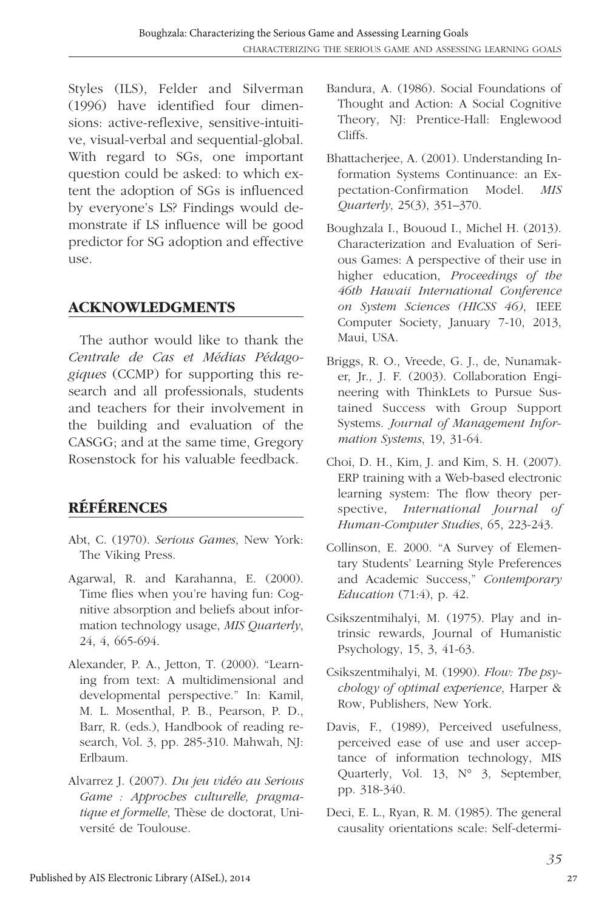Styles (ILS), Felder and Silverman (1996) have identified four dimensions: active-reflexive, sensitive-intuitive, visual-verbal and sequential-global. With regard to SGs, one important question could be asked: to which extent the adoption of SGs is influenced by everyone's LS? Findings would demonstrate if LS influence will be good predictor for SG adoption and effective use.

## ACKNOWLEDGMENTS

The author would like to thank the *Centrale de Cas et Médias Pédagogiques* (CCMP) for supporting this research and all professionals, students and teachers for their involvement in the building and evaluation of the CASGG; and at the same time, Gregory Rosenstock for his valuable feedback.

## RÉFÉRENCES

Abt, C. (1970). *Serious Games*, New York: The Viking Press.

Agarwal, R. and Karahanna, E. (2000). Time flies when you're having fun: Cognitive absorption and beliefs about information technology usage, *MIS Quarterly*, 24, 4, 665-694.

Alexander, P. A., Jetton, T. (2000). "Learning from text: A multidimensional and developmental perspective." In: Kamil, M. L. Mosenthal, P. B., Pearson, P. D., Barr, R. (eds.), Handbook of reading research, Vol. 3, pp. 285-310. Mahwah, NJ: Erlbaum.

Alvarrez J. (2007). *Du jeu vidéo au Serious Game : Approches culturelle, pragmatique et formelle*, Thèse de doctorat, Université de Toulouse.

Bandura, A. (1986). Social Foundations of Thought and Action: A Social Cognitive Theory, NJ: Prentice-Hall: Englewood Cliffs.

Bhattacherjee, A. (2001). Understanding Information Systems Continuance: an Expectation-Confirmation Model. *MIS Quarterly*, 25(3), 351–370.

Boughzala I., Bououd I., Michel H. (2013). Characterization and Evaluation of Serious Games: A perspective of their use in higher education, *Proceedings of the 46th Hawaii International Conference on System Sciences (HICSS 46)*, IEEE Computer Society, January 7-10, 2013, Maui, USA.

Briggs, R. O., Vreede, G. J., de, Nunamaker, Jr., J. F. (2003). Collaboration Engineering with ThinkLets to Pursue Sustained Success with Group Support Systems. *Journal of Management Information Systems*, 19, 31-64.

Choi, D. H., Kim, J. and Kim, S. H. (2007). ERP training with a Web-based electronic learning system: The flow theory perspective, *International Journal of Human-Computer Studies*, 65, 223-243.

Collinson, E. 2000. "A Survey of Elementary Students' Learning Style Preferences and Academic Success," *Contemporary Education* (71:4), p. 42.

Csikszentmihalyi, M. (1975). Play and intrinsic rewards, Journal of Humanistic Psychology, 15, 3, 41-63.

Csikszentmihalyi, M. (1990). *Flow: The psychology of optimal experience*, Harper & Row, Publishers, New York.

Davis, F., (1989), Perceived usefulness, perceived ease of use and user acceptance of information technology, MIS Quarterly, Vol. 13, N° 3, September, pp. 318-340.

Deci, E. L., Ryan, R. M. (1985). The general causality orientations scale: Self-determi-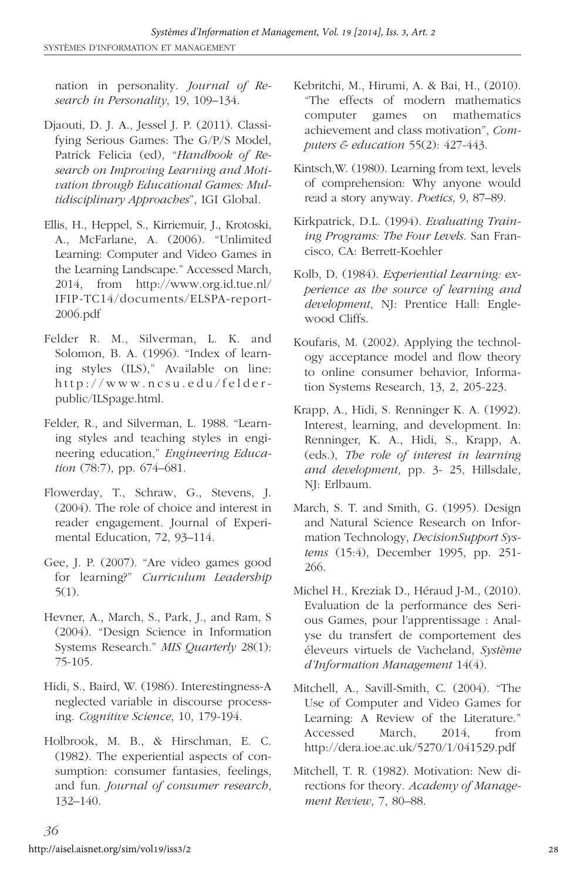nation in personality. *Journal of Research in Personality*, 19, 109–134.

Djaouti, D. J. A., Jessel J. P. (2011). Classifying Serious Games: The G/P/S Model, Patrick Felicia (ed), "*Handbook of Research on Improving Learning and Motivation through Educational Games: Multidisciplinary Approaches*", IGI Global.

Ellis, H., Heppel, S., Kirriemuir, J., Krotoski, A., McFarlane, A. (2006). "Unlimited Learning: Computer and Video Games in the Learning Landscape." Accessed March, 2014, from http://www.org.id.tue.nl/IFIP-TC14/documents/ELSPA-report-2006.pdf

Felder R. M., Silverman, L. K. and Solomon, B. A. (1996). "Index of learning styles (ILS)," Available on line: http://www.ncsu.edu/felder-public/ILSpage.html.

Felder, R., and Silverman, L. 1988. "Learning styles and teaching styles in engineering education," *Engineering Education* (78:7), pp. 674–681.

Flowerday, T., Schraw, G., Stevens, J. (2004). The role of choice and interest in reader engagement. Journal of Experimental Education, 72, 93–114.

Gee, J. P. (2007). "Are video games good for learning?" *Curriculum Leadership* 5(1).

Hevner, A., March, S., Park, J., and Ram, S (2004). "Design Science in Information Systems Research." *MIS Quarterly* 28(1): 75-105.

Hidi, S., Baird, W. (1986). Interestingness-A neglected variable in discourse processing. *Cognitive Science*, 10, 179-194.

Holbrook, M. B., & Hirschman, E. C. (1982). The experiential aspects of consumption: consumer fantasies, feelings, and fun. *Journal of consumer research*, 132–140.

Kebritchi, M., Hirumi, A. & Bai, H., (2010). "The effects of modern mathematics computer games on mathematics achievement and class motivation", *Computers & education* 55(2): 427-443.

Kintsch,W. (1980). Learning from text, levels of comprehension: Why anyone would read a story anyway. *Poetics*, 9, 87–89.

Kirkpatrick, D.L. (1994). *Evaluating Training Programs: The Four Levels*. San Francisco, CA: Berrett-Koehler

Kolb, D. (1984). *Experiential Learning: experience as the source of learning and development*, NJ: Prentice Hall: Englewood Cliffs.

Koufaris, M. (2002). Applying the technology acceptance model and flow theory to online consumer behavior, Information Systems Research, 13, 2, 205-223.

Krapp, A., Hidi, S. Renninger K. A. (1992). Interest, learning, and development. In: Renninger, K. A., Hidi, S., Krapp, A. (eds.), *The role of interest in learning and development*, pp. 3- 25, Hillsdale, NJ: Erlbaum.

March, S. T. and Smith, G. (1995). Design and Natural Science Research on Information Technology, *DecisionSupport Systems* (15:4), December 1995, pp. 251-266.

Michel H., Kreziak D., Héraud J-M., (2010). Evaluation de la performance des Serious Games, pour l'apprentissage : Analyse du transfert de comportement des éleveurs virtuels de Vacheland, *Système d'Information Management* 14(4).

Mitchell, A., Savill-Smith, C. (2004). "The Use of Computer and Video Games for Learning: A Review of the Literature." Accessed March, 2014, from http://dera.ioe.ac.uk/5270/1/041529.pdf

Mitchell, T. R. (1982). Motivation: New directions for theory. *Academy of Management Review*, 7, 80–88.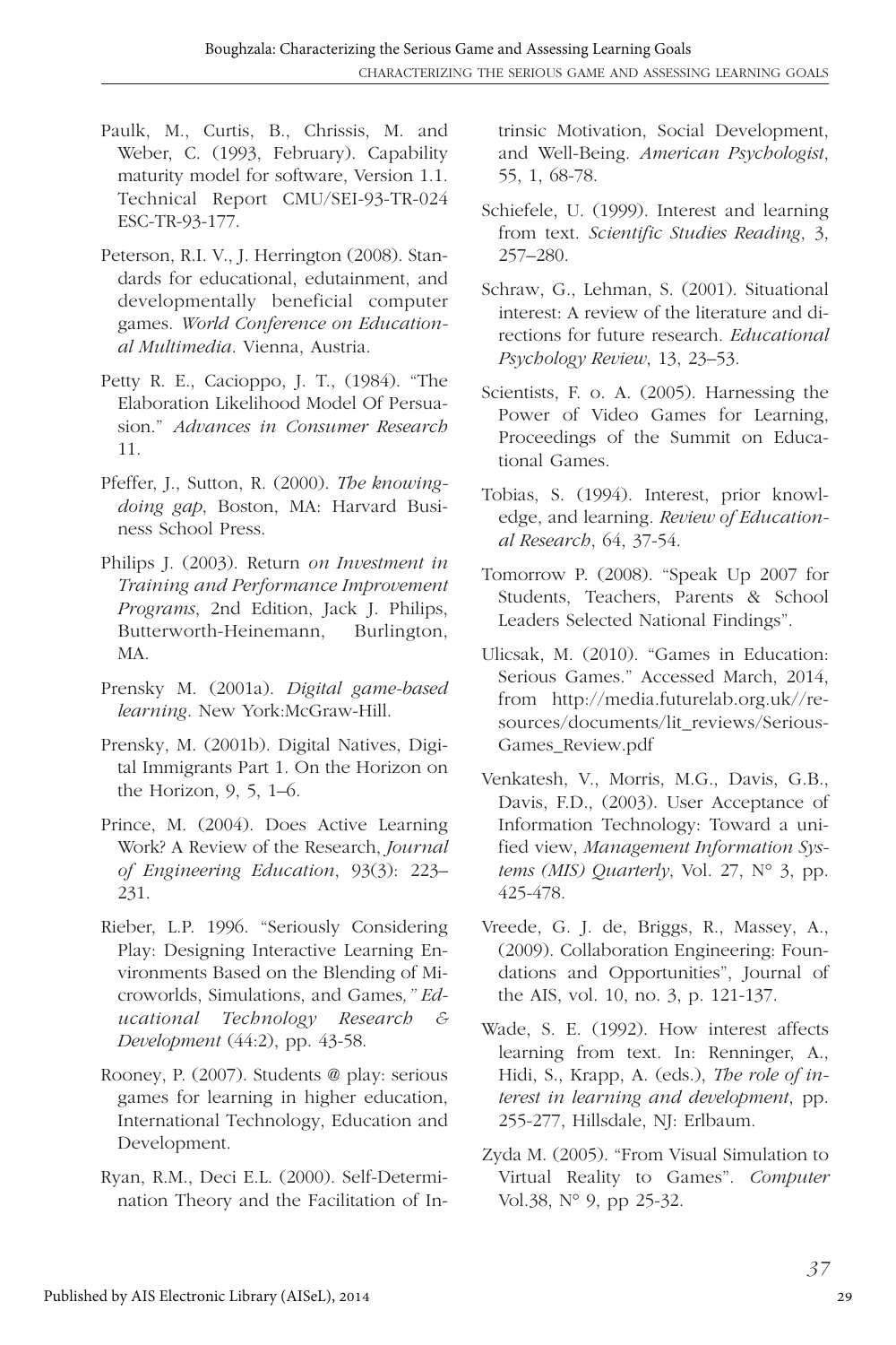Paulk, M., Curtis, B., Chrissis, M. and Weber, C. (1993, February). Capability maturity model for software, Version 1.1. Technical Report CMU/SEI-93-TR-024 ESC-TR-93-177.

Peterson, R.I. V., J. Herrington (2008). Standards for educational, edutainment, and developmentally beneficial computer games. *World Conference on Educational Multimedia*. Vienna, Austria.

Petty R. E., Cacioppo, J. T., (1984). "The Elaboration Likelihood Model Of Persuasion." *Advances in Consumer Research* 11.

Pfeffer, J., Sutton, R. (2000). *The knowing-doing gap*, Boston, MA: Harvard Business School Press.

Philips J. (2003). Return *on Investment in Training and Performance Improvement Programs*, 2nd Edition, Jack J. Philips, Butterworth-Heinemann, Burlington, MA.

Prensky M. (2001a). *Digital game-based learning*. New York:McGraw-Hill.

Prensky, M. (2001b). Digital Natives, Digital Immigrants Part 1. On the Horizon on the Horizon, 9, 5, 1–6.

Prince, M. (2004). Does Active Learning Work? A Review of the Research, *Journal of Engineering Education*, 93(3): 223–231.

Rieber, L.P. 1996. "Seriously Considering Play: Designing Interactive Learning Environments Based on the Blending of Microworlds, Simulations, and Games*," Educational Technology Research & Development* (44:2), pp. 43-58.

Rooney, P. (2007). Students @ play: serious games for learning in higher education, International Technology, Education and Development.

Ryan, R.M., Deci E.L. (2000). Self-Determination Theory and the Facilitation of Intrinsic Motivation, Social Development, and Well-Being. *American Psychologist*, 55, 1, 68-78.

Schiefele, U. (1999). Interest and learning from text. *Scientific Studies Reading*, 3, 257–280.

Schraw, G., Lehman, S. (2001). Situational interest: A review of the literature and directions for future research. *Educational Psychology Review*, 13, 23–53.

Scientists, F. o. A. (2005). Harnessing the Power of Video Games for Learning, Proceedings of the Summit on Educational Games.

Tobias, S. (1994). Interest, prior knowledge, and learning. *Review of Educational Research*, 64, 37-54.

Tomorrow P. (2008). "Speak Up 2007 for Students, Teachers, Parents & School Leaders Selected National Findings".

Ulicsak, M. (2010). "Games in Education: Serious Games." Accessed March, 2014, from http://media.futurelab.org.uk//resources/documents/lit_reviews/Serious-Games_Review.pdf

Venkatesh, V., Morris, M.G., Davis, G.B., Davis, F.D., (2003). User Acceptance of Information Technology: Toward a unified view, *Management Information Systems (MIS) Quarterly*, Vol. 27, N° 3, pp. 425-478.

Vreede, G. J. de, Briggs, R., Massey, A., (2009). Collaboration Engineering: Foundations and Opportunities", Journal of the AIS, vol. 10, no. 3, p. 121-137.

Wade, S. E. (1992). How interest affects learning from text. In: Renninger, A., Hidi, S., Krapp, A. (eds.), *The role of interest in learning and development*, pp. 255-277, Hillsdale, NJ: Erlbaum.

Zyda M. (2005). "From Visual Simulation to Virtual Reality to Games". *Computer* Vol.38, N° 9, pp 25-32.